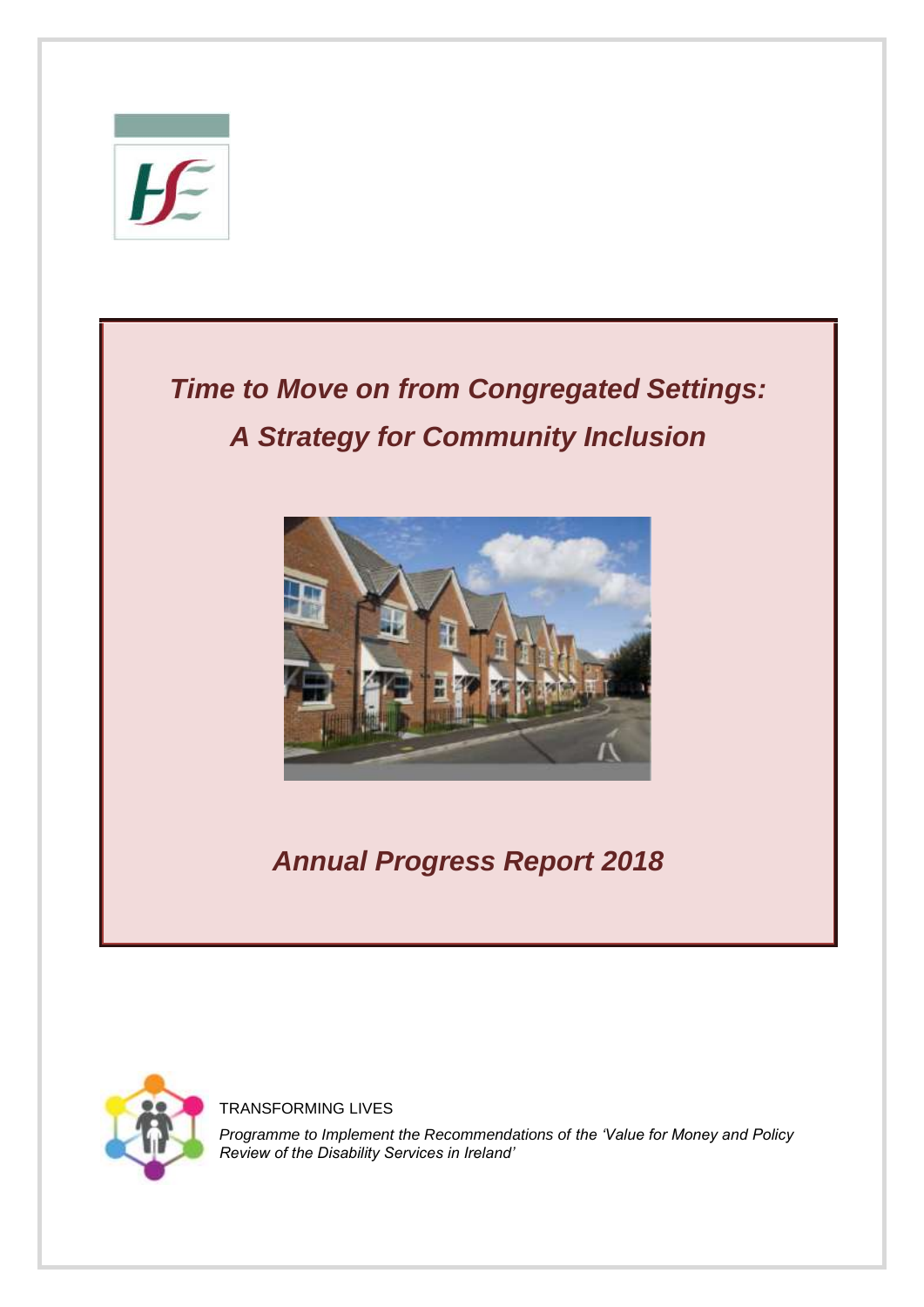# *Time to Move on from Congregated Settings: A Strategy for Community Inclusion*

## *Annual Progress Report 2018*

TRANSFORMING LIVES

*Programme to Implement the Recommendations of the 'Value for Money and Policy Review of the Disability Services in Ireland'*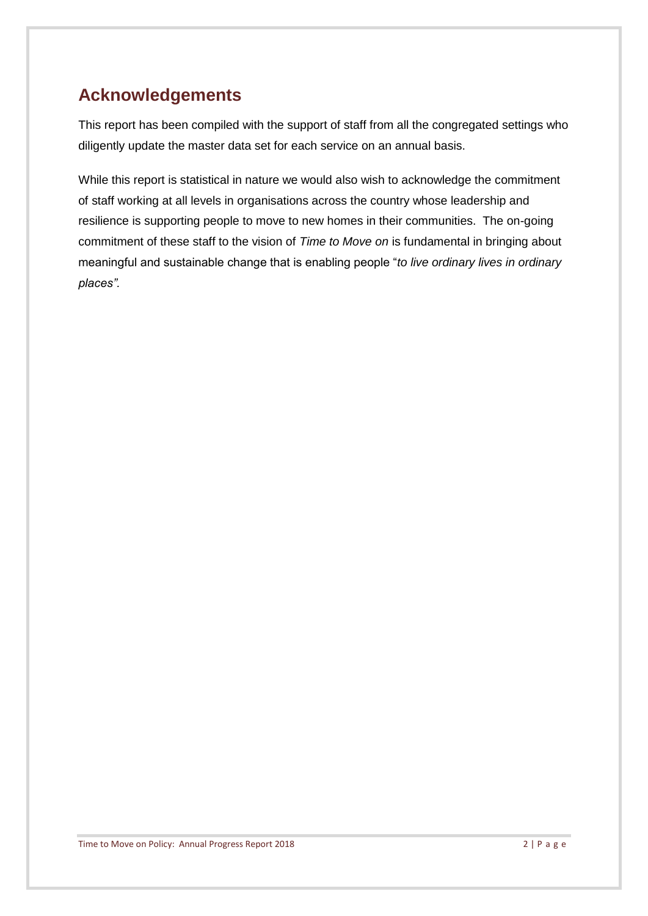## Acknowledgements

This report has been compiled with the support of staff from all the congregated settings who diligently update the master data set for each service on an annual basis.

While this report is statistical in nature we would also wish to acknowledge the commitment of staff working at all levels in organisations across the country whose leadership and resilience is supporting people to move to new homes in their communities. The on-going commitment of these staff to the vision of *Time to Move on* is fundamental in bringing about meaningful and sustainable change that is enabling people "*to live ordinary lives in ordinary places".*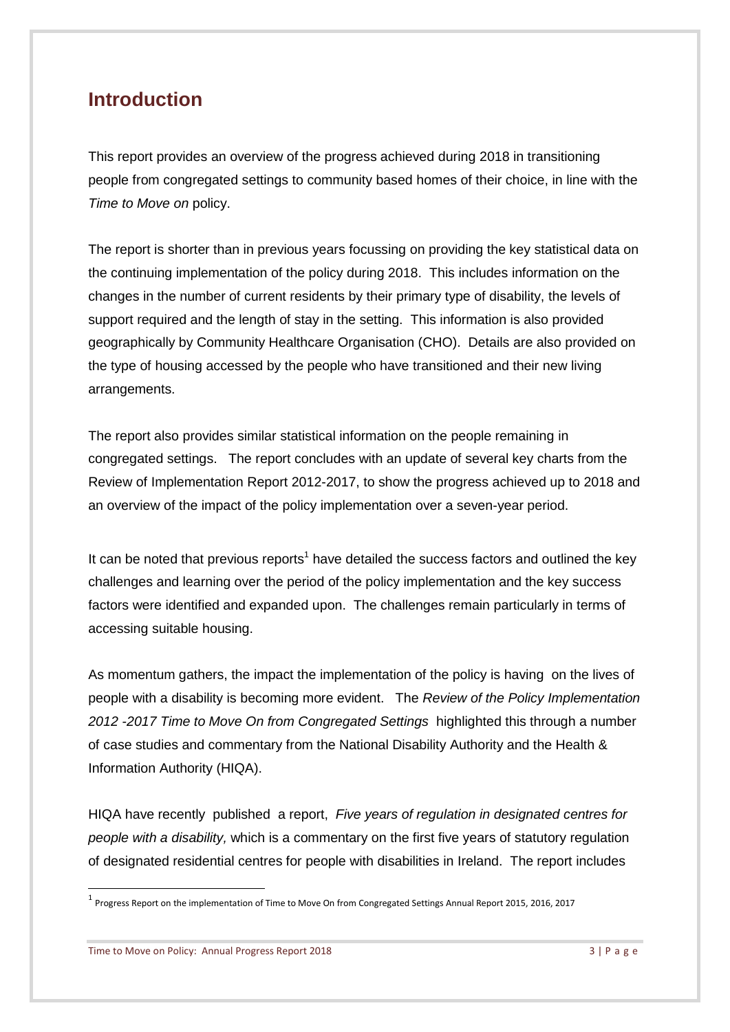## Introduction

This report provides an overview of the progress achieved during 2018 in transitioning people from congregated settings to community based homes of their choice, in line with the *Time to Move on* policy.

The report is shorter than in previous years focussing on providing the key statistical data on the continuing implementation of the policy during 2018. This includes information on the changes in the number of current residents by their primary type of disability, the levels of support required and the length of stay in the setting. This information is also provided geographically by Community Healthcare Organisation (CHO). Details are also provided on the type of housing accessed by the people who have transitioned and their new living arrangements.

The report also provides similar statistical information on the people remaining in congregated settings. The report concludes with an update of several key charts from the Review of Implementation Report 2012-2017, to show the progress achieved up to 2018 and an overview of the impact of the policy implementation over a seven-year period.

It can be noted that previous reports[1] have detailed the success factors and outlined the key challenges and learning over the period of the policy implementation and the key success factors were identified and expanded upon. The challenges remain particularly in terms of accessing suitable housing.

As momentum gathers, the impact the implementation of the policy is having on the lives of people with a disability is becoming more evident. The *Review of the Policy Implementation 2012 -2017 Time to Move On from Congregated Settings* highlighted this through a number of case studies and commentary from the National Disability Authority and the Health & Information Authority (HIQA).

HIQA have recently published a report, *Five years of regulation in designated centres for people with a disability,* which is a commentary on the first five years of statutory regulation of designated residential centres for people with disabilities in Ireland. The report includes

[1] Progress Report on the implementation of Time to Move On from Congregated Settings Annual Report 2015, 2016, 2017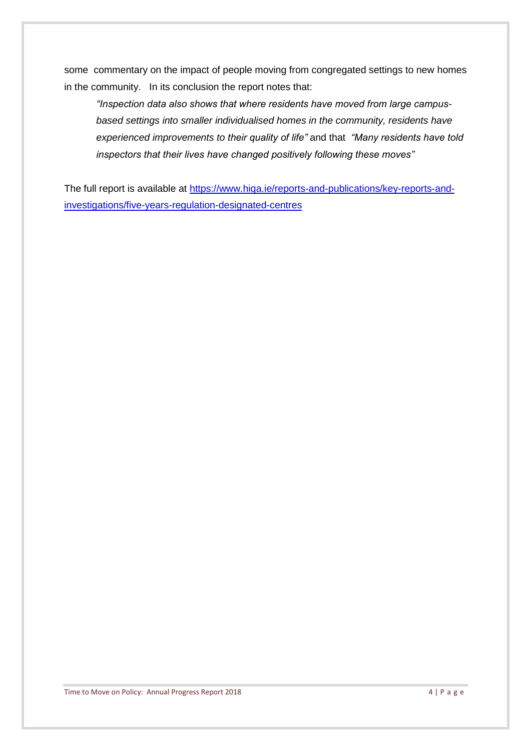some commentary on the impact of people moving from congregated settings to new homes in the community. In its conclusion the report notes that:

> *"Inspection data also shows that where residents have moved from large campus-based settings into smaller individualised homes in the community, residents have experienced improvements to their quality of life"* and that *"Many residents have told inspectors that their lives have changed positively following these moves"*

The full report is available at [https://www.hiqa.ie/reports-and-publications/key-reports-and-investigations/five-years-regulation-designated-centres](https://www.hiqa.ie/reports-and-publications/key-reports-and-investigations/five-years-regulation-designated-centres)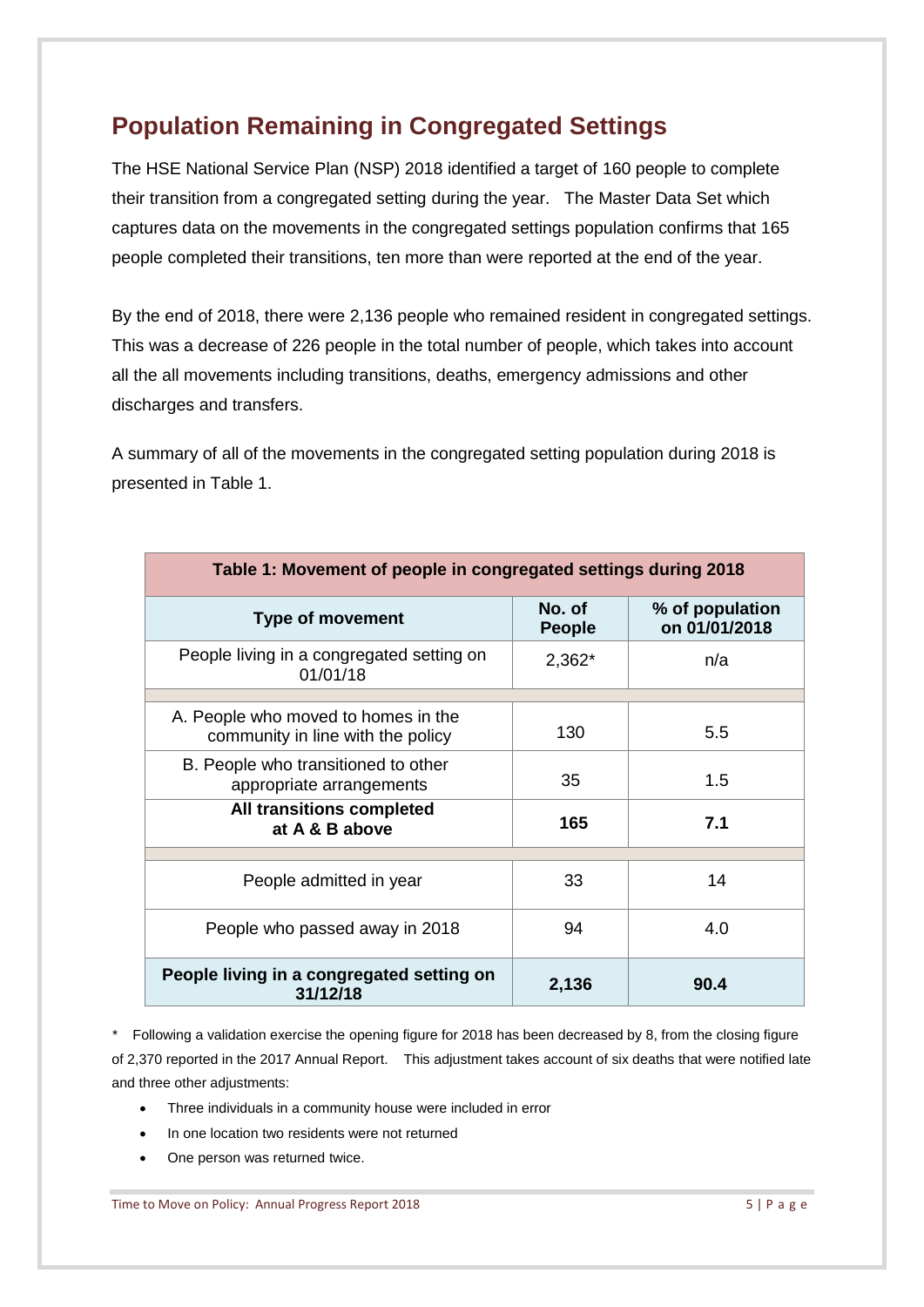## Population Remaining in Congregated Settings

The HSE National Service Plan (NSP) 2018 identified a target of 160 people to complete their transition from a congregated setting during the year. The Master Data Set which captures data on the movements in the congregated settings population confirms that 165 people completed their transitions, ten more than were reported at the end of the year.

By the end of 2018, there were 2,136 people who remained resident in congregated settings. This was a decrease of 226 people in the total number of people, which takes into account all the all movements including transitions, deaths, emergency admissions and other discharges and transfers.

A summary of all of the movements in the congregated setting population during 2018 is presented in Table 1.

| Table 1: Movement of people in congregated settings during 2018 | | |
|---|---|---|
| **Type of movement** | **No. of People** | **% of population on 01/01/2018** |
| People living in a congregated setting on 01/01/18 | 2,362* | n/a |
| | | |
| A. People who moved to homes in the community in line with the policy | 130 | 5.5 |
| B. People who transitioned to other appropriate arrangements | 35 | 1.5 |
| **All transitions completed at A & B above** | **165** | **7.1** |
| | | |
| People admitted in year | 33 | 14 |
| People who passed away in 2018 | 94 | 4.0 |
| **People living in a congregated setting on 31/12/18** | **2,136** | **90.4** |

\* Following a validation exercise the opening figure for 2018 has been decreased by 8, from the closing figure of 2,370 reported in the 2017 Annual Report. This adjustment takes account of six deaths that were notified late and three other adjustments:

- Three individuals in a community house were included in error
- In one location two residents were not returned
- One person was returned twice.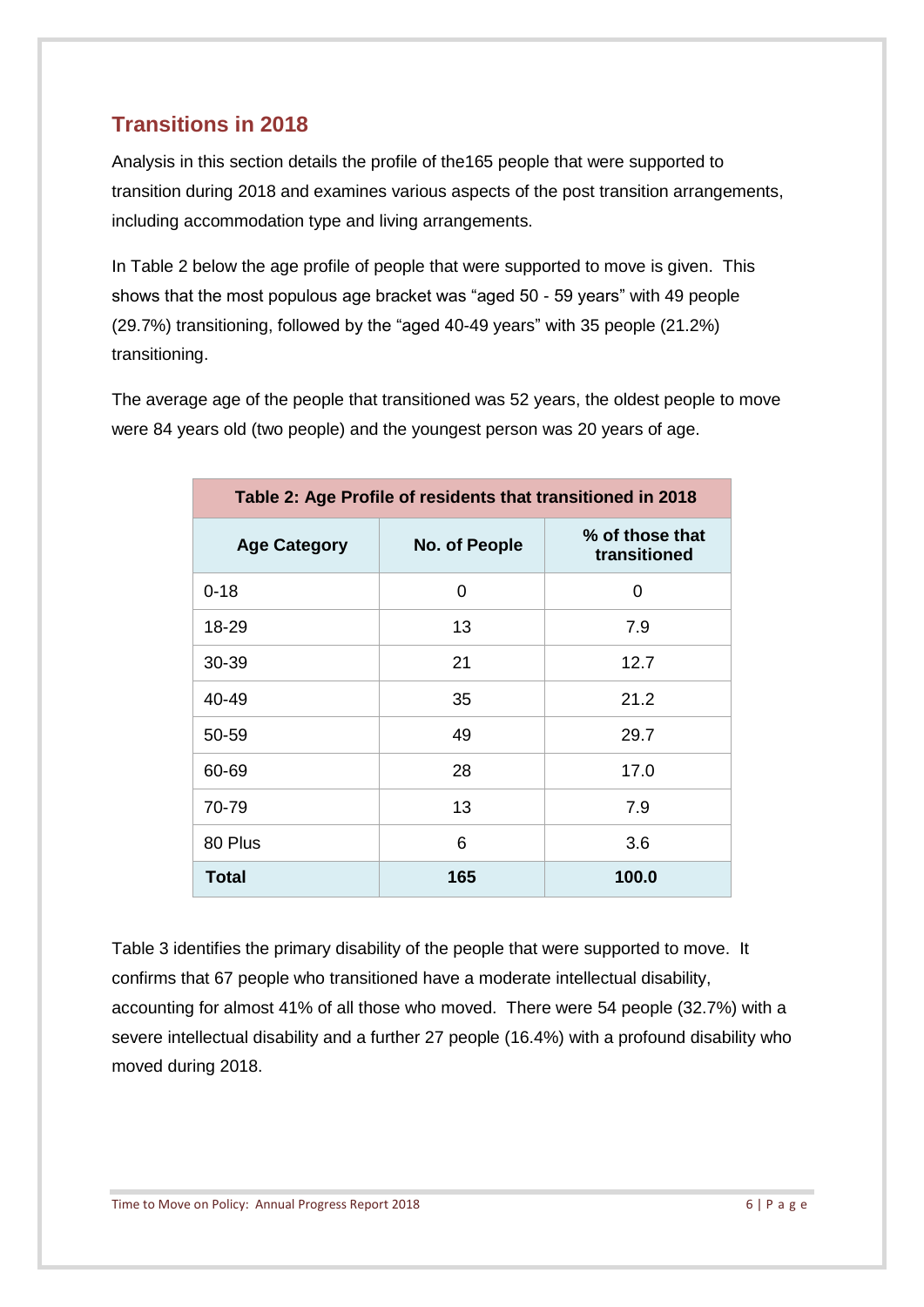## Transitions in 2018

Analysis in this section details the profile of the165 people that were supported to transition during 2018 and examines various aspects of the post transition arrangements, including accommodation type and living arrangements.

In Table 2 below the age profile of people that were supported to move is given. This shows that the most populous age bracket was "aged 50 - 59 years" with 49 people (29.7%) transitioning, followed by the "aged 40-49 years" with 35 people (21.2%) transitioning.

The average age of the people that transitioned was 52 years, the oldest people to move were 84 years old (two people) and the youngest person was 20 years of age.

**Table 2: Age Profile of residents that transitioned in 2018**

| Age Category | No. of People | % of those that transitioned |
|---|---|---|
| 0-18 | 0 | 0 |
| 18-29 | 13 | 7.9 |
| 30-39 | 21 | 12.7 |
| 40-49 | 35 | 21.2 |
| 50-59 | 49 | 29.7 |
| 60-69 | 28 | 17.0 |
| 70-79 | 13 | 7.9 |
| 80 Plus | 6 | 3.6 |
| **Total** | **165** | **100.0** |

Table 3 identifies the primary disability of the people that were supported to move. It confirms that 67 people who transitioned have a moderate intellectual disability, accounting for almost 41% of all those who moved. There were 54 people (32.7%) with a severe intellectual disability and a further 27 people (16.4%) with a profound disability who moved during 2018.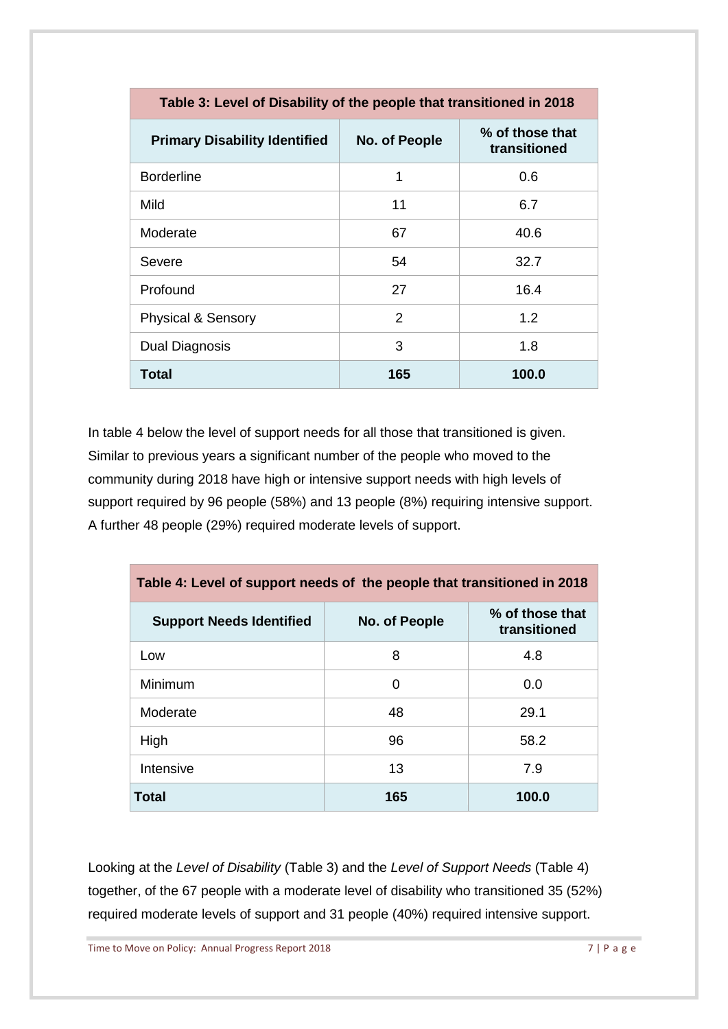| Table 3: Level of Disability of the people that transitioned in 2018 | | |
|---|---|---|
| **Primary Disability Identified** | **No. of People** | **% of those that transitioned** |
| Borderline | 1 | 0.6 |
| Mild | 11 | 6.7 |
| Moderate | 67 | 40.6 |
| Severe | 54 | 32.7 |
| Profound | 27 | 16.4 |
| Physical & Sensory | 2 | 1.2 |
| Dual Diagnosis | 3 | 1.8 |
| **Total** | **165** | **100.0** |

In table 4 below the level of support needs for all those that transitioned is given. Similar to previous years a significant number of the people who moved to the community during 2018 have high or intensive support needs with high levels of support required by 96 people (58%) and 13 people (8%) requiring intensive support. A further 48 people (29%) required moderate levels of support.

| Table 4: Level of support needs of the people that transitioned in 2018 | | |
|---|---|---|
| **Support Needs Identified** | **No. of People** | **% of those that transitioned** |
| Low | 8 | 4.8 |
| Minimum | 0 | 0.0 |
| Moderate | 48 | 29.1 |
| High | 96 | 58.2 |
| Intensive | 13 | 7.9 |
| **Total** | **165** | **100.0** |

Looking at the *Level of Disability* (Table 3) and the *Level of Support Needs* (Table 4) together, of the 67 people with a moderate level of disability who transitioned 35 (52%) required moderate levels of support and 31 people (40%) required intensive support.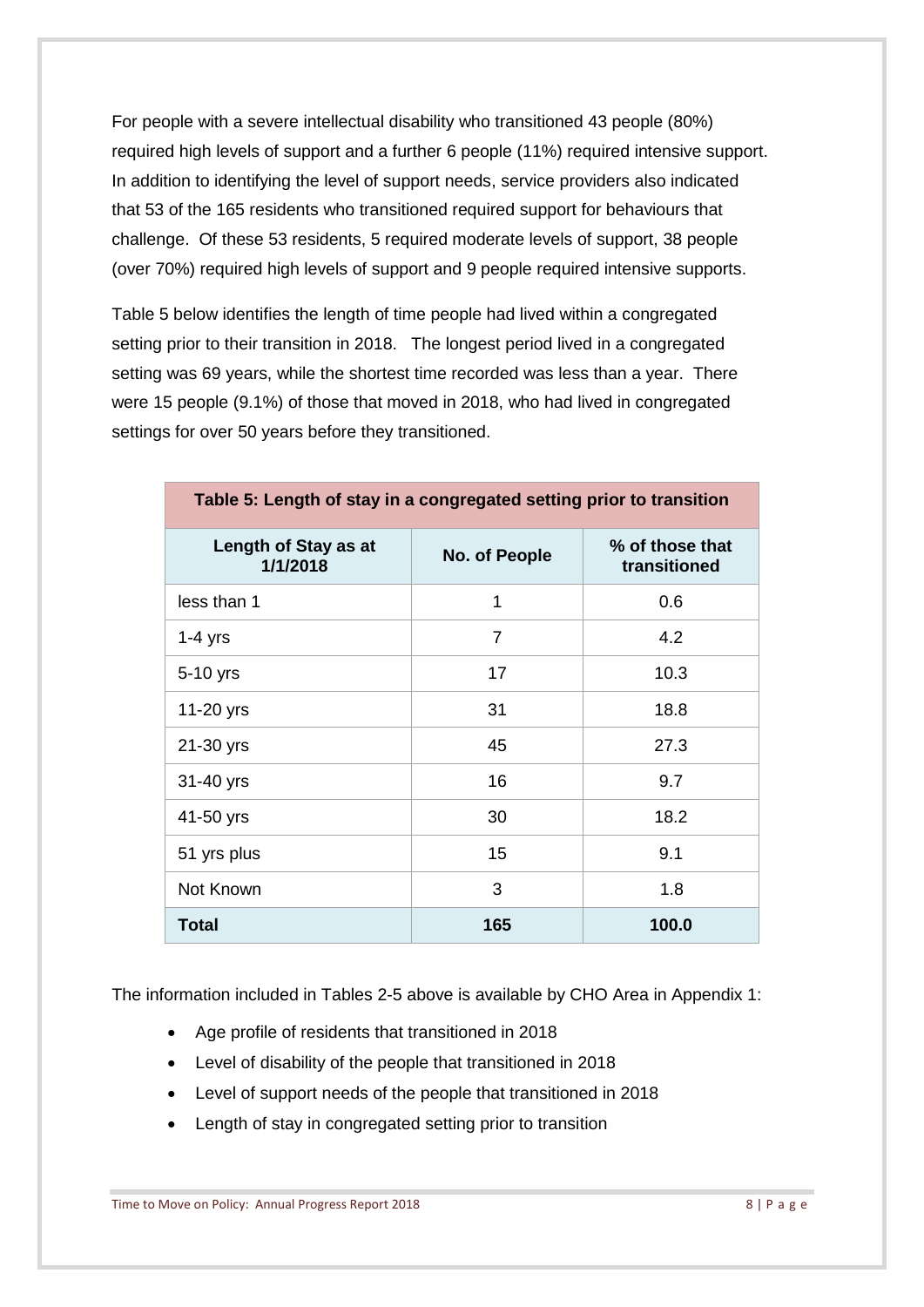For people with a severe intellectual disability who transitioned 43 people (80%) required high levels of support and a further 6 people (11%) required intensive support. In addition to identifying the level of support needs, service providers also indicated that 53 of the 165 residents who transitioned required support for behaviours that challenge. Of these 53 residents, 5 required moderate levels of support, 38 people (over 70%) required high levels of support and 9 people required intensive supports.

Table 5 below identifies the length of time people had lived within a congregated setting prior to their transition in 2018. The longest period lived in a congregated setting was 69 years, while the shortest time recorded was less than a year. There were 15 people (9.1%) of those that moved in 2018, who had lived in congregated settings for over 50 years before they transitioned.

**Table 5: Length of stay in a congregated setting prior to transition**

| Length of Stay as at 1/1/2018 | No. of People | % of those that transitioned |
|---|---|---|
| less than 1 | 1 | 0.6 |
| 1-4 yrs | 7 | 4.2 |
| 5-10 yrs | 17 | 10.3 |
| 11-20 yrs | 31 | 18.8 |
| 21-30 yrs | 45 | 27.3 |
| 31-40 yrs | 16 | 9.7 |
| 41-50 yrs | 30 | 18.2 |
| 51 yrs plus | 15 | 9.1 |
| Not Known | 3 | 1.8 |
| **Total** | **165** | **100.0** |

The information included in Tables 2-5 above is available by CHO Area in Appendix 1:

- Age profile of residents that transitioned in 2018
- Level of disability of the people that transitioned in 2018
- Level of support needs of the people that transitioned in 2018
- Length of stay in congregated setting prior to transition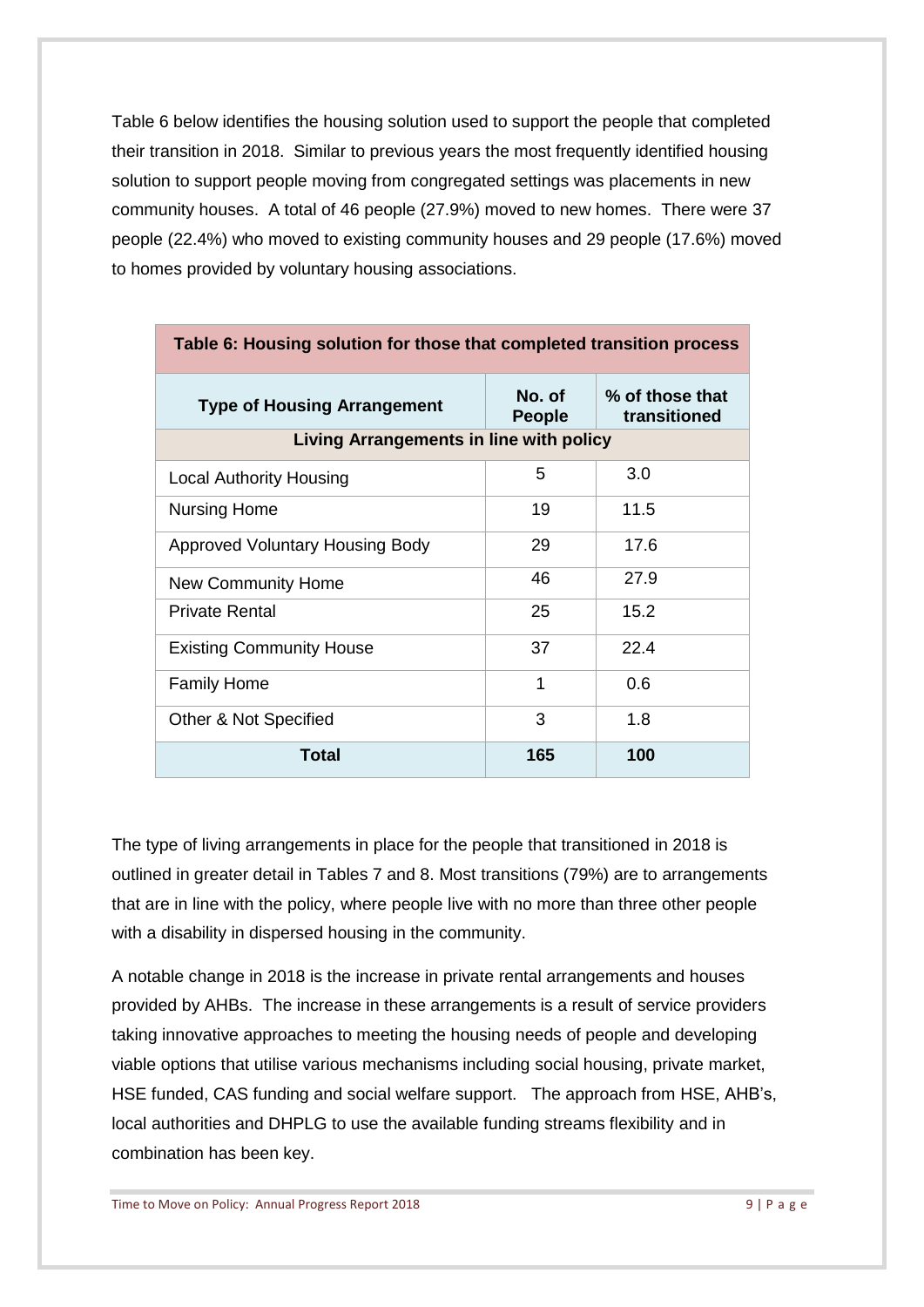Table 6 below identifies the housing solution used to support the people that completed their transition in 2018. Similar to previous years the most frequently identified housing solution to support people moving from congregated settings was placements in new community houses. A total of 46 people (27.9%) moved to new homes. There were 37 people (22.4%) who moved to existing community houses and 29 people (17.6%) moved to homes provided by voluntary housing associations.

**Table 6: Housing solution for those that completed transition process**

| Type of Housing Arrangement | No. of People | % of those that transitioned |
|---|---|---|
| **Living Arrangements in line with policy** | | |
| Local Authority Housing | 5 | 3.0 |
| Nursing Home | 19 | 11.5 |
| Approved Voluntary Housing Body | 29 | 17.6 |
| New Community Home | 46 | 27.9 |
| Private Rental | 25 | 15.2 |
| Existing Community House | 37 | 22.4 |
| Family Home | 1 | 0.6 |
| Other & Not Specified | 3 | 1.8 |
| **Total** | **165** | **100** |

The type of living arrangements in place for the people that transitioned in 2018 is outlined in greater detail in Tables 7 and 8. Most transitions (79%) are to arrangements that are in line with the policy, where people live with no more than three other people with a disability in dispersed housing in the community.

A notable change in 2018 is the increase in private rental arrangements and houses provided by AHBs. The increase in these arrangements is a result of service providers taking innovative approaches to meeting the housing needs of people and developing viable options that utilise various mechanisms including social housing, private market, HSE funded, CAS funding and social welfare support. The approach from HSE, AHB's, local authorities and DHPLG to use the available funding streams flexibility and in combination has been key.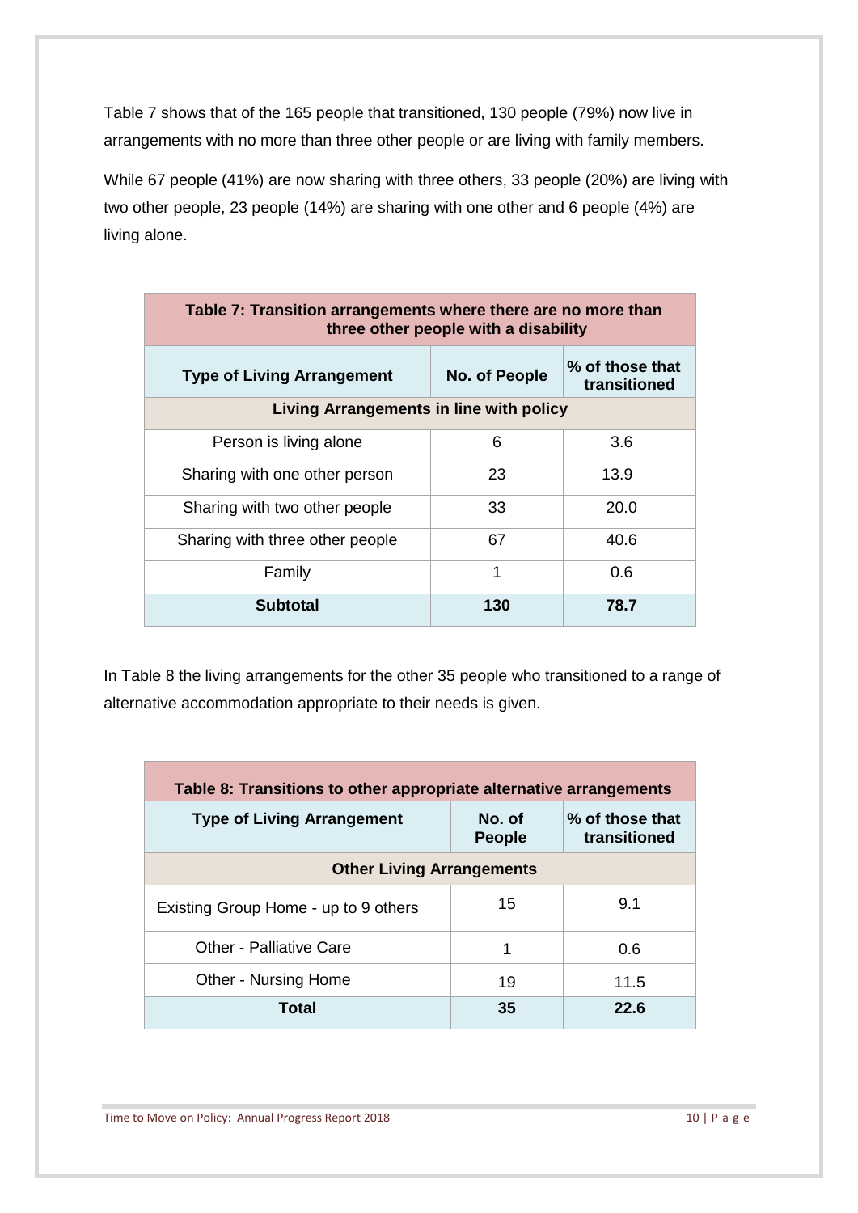Table 7 shows that of the 165 people that transitioned, 130 people (79%) now live in arrangements with no more than three other people or are living with family members.

While 67 people (41%) are now sharing with three others, 33 people (20%) are living with two other people, 23 people (14%) are sharing with one other and 6 people (4%) are living alone.

| Table 7: Transition arrangements where there are no more than three other people with a disability | | |
|---|---|---|
| **Type of Living Arrangement** | **No. of People** | **% of those that transitioned** |
| **Living Arrangements in line with policy** | | |
| Person is living alone | 6 | 3.6 |
| Sharing with one other person | 23 | 13.9 |
| Sharing with two other people | 33 | 20.0 |
| Sharing with three other people | 67 | 40.6 |
| Family | 1 | 0.6 |
| **Subtotal** | **130** | **78.7** |

In Table 8 the living arrangements for the other 35 people who transitioned to a range of alternative accommodation appropriate to their needs is given.

| Table 8: Transitions to other appropriate alternative arrangements | | |
|---|---|---|
| **Type of Living Arrangement** | **No. of People** | **% of those that transitioned** |
| **Other Living Arrangements** | | |
| Existing Group Home - up to 9 others | 15 | 9.1 |
| Other - Palliative Care | 1 | 0.6 |
| Other - Nursing Home | 19 | 11.5 |
| **Total** | **35** | **22.6** |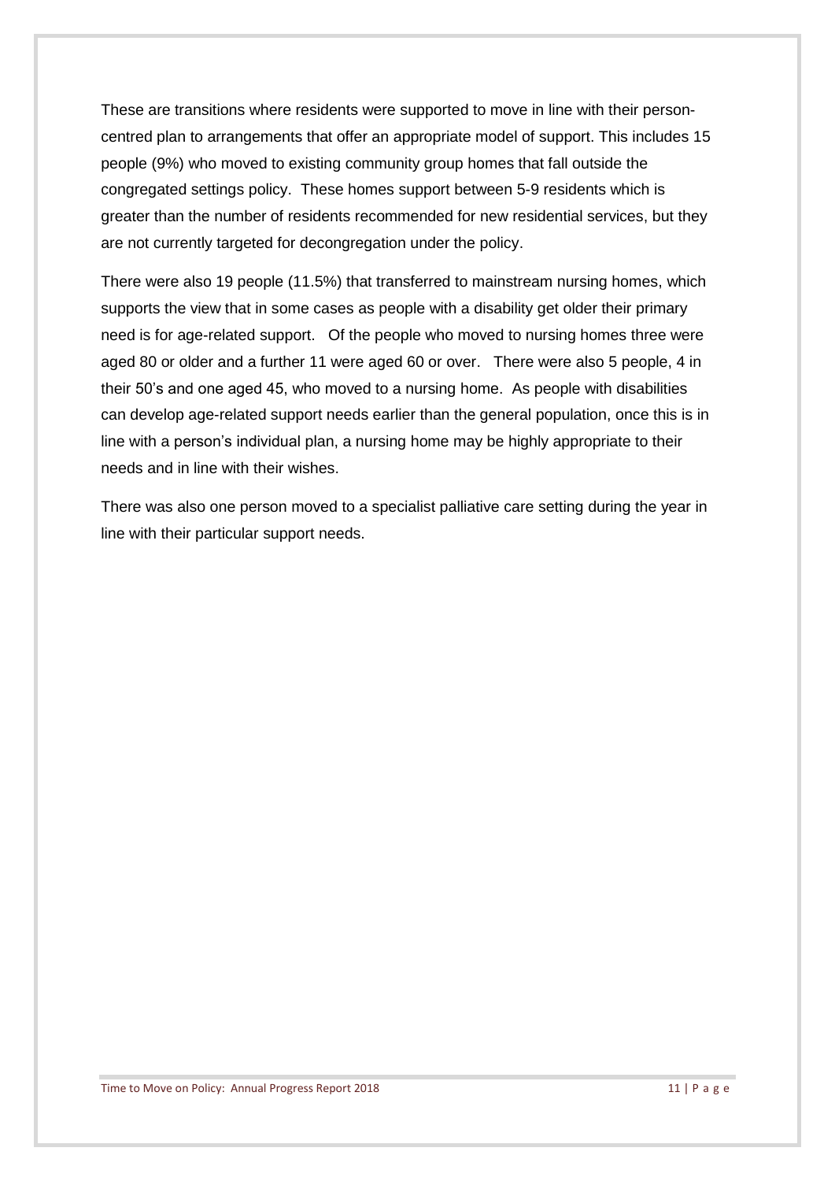These are transitions where residents were supported to move in line with their person-centred plan to arrangements that offer an appropriate model of support. This includes 15 people (9%) who moved to existing community group homes that fall outside the congregated settings policy. These homes support between 5-9 residents which is greater than the number of residents recommended for new residential services, but they are not currently targeted for decongregation under the policy.

There were also 19 people (11.5%) that transferred to mainstream nursing homes, which supports the view that in some cases as people with a disability get older their primary need is for age-related support. Of the people who moved to nursing homes three were aged 80 or older and a further 11 were aged 60 or over. There were also 5 people, 4 in their 50's and one aged 45, who moved to a nursing home. As people with disabilities can develop age-related support needs earlier than the general population, once this is in line with a person's individual plan, a nursing home may be highly appropriate to their needs and in line with their wishes.

There was also one person moved to a specialist palliative care setting during the year in line with their particular support needs.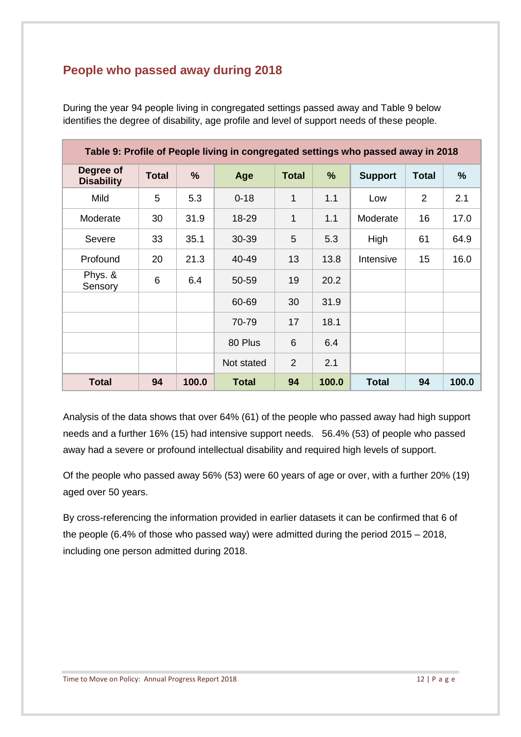## People who passed away during 2018

During the year 94 people living in congregated settings passed away and Table 9 below identifies the degree of disability, age profile and level of support needs of these people.

| Table 9: Profile of People living in congregated settings who passed away in 2018 | | | | | | | | |
|---|---|---|---|---|---|---|---|---|
| **Degree of Disability** | **Total** | **%** | **Age** | **Total** | **%** | **Support** | **Total** | **%** |
| Mild | 5 | 5.3 | 0-18 | 1 | 1.1 | Low | 2 | 2.1 |
| Moderate | 30 | 31.9 | 18-29 | 1 | 1.1 | Moderate | 16 | 17.0 |
| Severe | 33 | 35.1 | 30-39 | 5 | 5.3 | High | 61 | 64.9 |
| Profound | 20 | 21.3 | 40-49 | 13 | 13.8 | Intensive | 15 | 16.0 |
| Phys. & Sensory | 6 | 6.4 | 50-59 | 19 | 20.2 | | | |
| | | | 60-69 | 30 | 31.9 | | | |
| | | | 70-79 | 17 | 18.1 | | | |
| | | | 80 Plus | 6 | 6.4 | | | |
| | | | Not stated | 2 | 2.1 | | | |
| **Total** | **94** | **100.0** | **Total** | **94** | **100.0** | **Total** | **94** | **100.0** |

Analysis of the data shows that over 64% (61) of the people who passed away had high support needs and a further 16% (15) had intensive support needs. 56.4% (53) of people who passed away had a severe or profound intellectual disability and required high levels of support.

Of the people who passed away 56% (53) were 60 years of age or over, with a further 20% (19) aged over 50 years.

By cross-referencing the information provided in earlier datasets it can be confirmed that 6 of the people (6.4% of those who passed way) were admitted during the period 2015 – 2018, including one person admitted during 2018.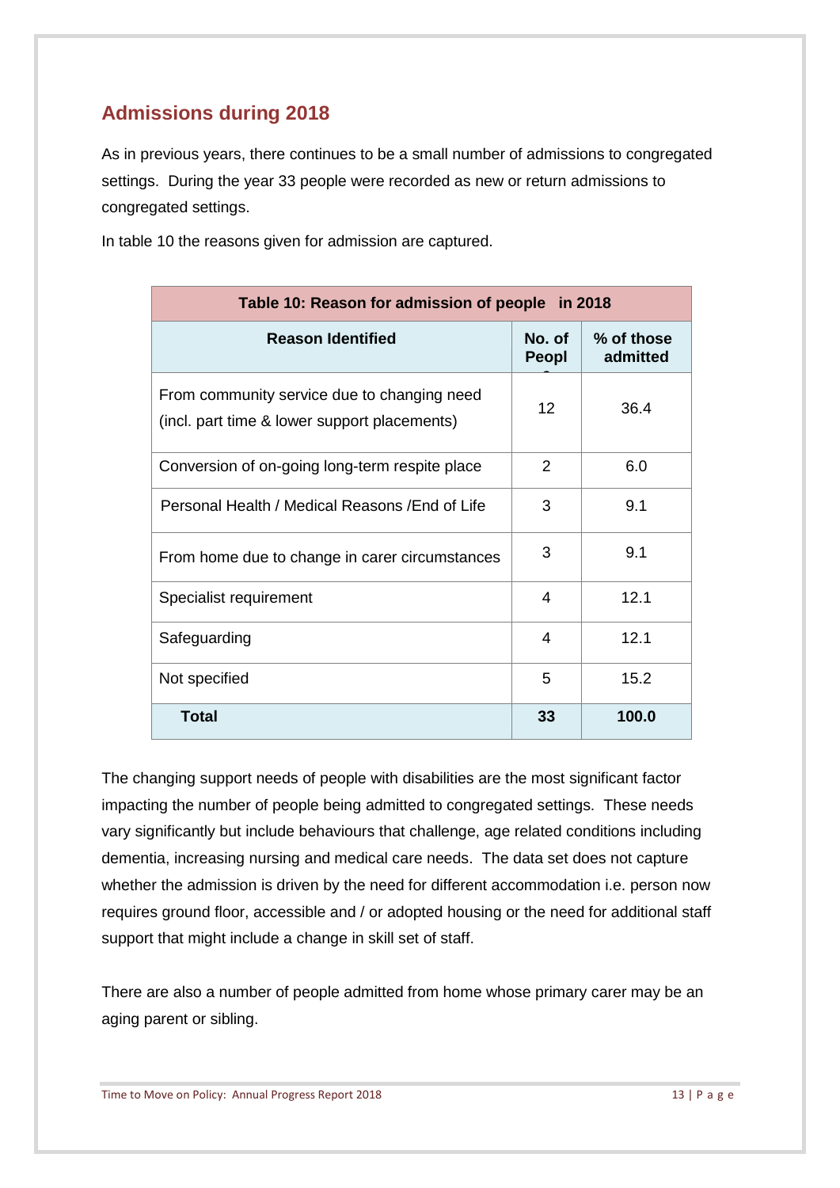## Admissions during 2018

As in previous years, there continues to be a small number of admissions to congregated settings. During the year 33 people were recorded as new or return admissions to congregated settings.

In table 10 the reasons given for admission are captured.

**Table 10: Reason for admission of people in 2018**

| Reason Identified | No. of People | % of those admitted |
|---|---|---|
| From community service due to changing need (incl. part time & lower support placements) | 12 | 36.4 |
| Conversion of on-going long-term respite place | 2 | 6.0 |
| Personal Health / Medical Reasons /End of Life | 3 | 9.1 |
| From home due to change in carer circumstances | 3 | 9.1 |
| Specialist requirement | 4 | 12.1 |
| Safeguarding | 4 | 12.1 |
| Not specified | 5 | 15.2 |
| **Total** | **33** | **100.0** |

The changing support needs of people with disabilities are the most significant factor impacting the number of people being admitted to congregated settings. These needs vary significantly but include behaviours that challenge, age related conditions including dementia, increasing nursing and medical care needs. The data set does not capture whether the admission is driven by the need for different accommodation i.e. person now requires ground floor, accessible and / or adopted housing or the need for additional staff support that might include a change in skill set of staff.

There are also a number of people admitted from home whose primary carer may be an aging parent or sibling.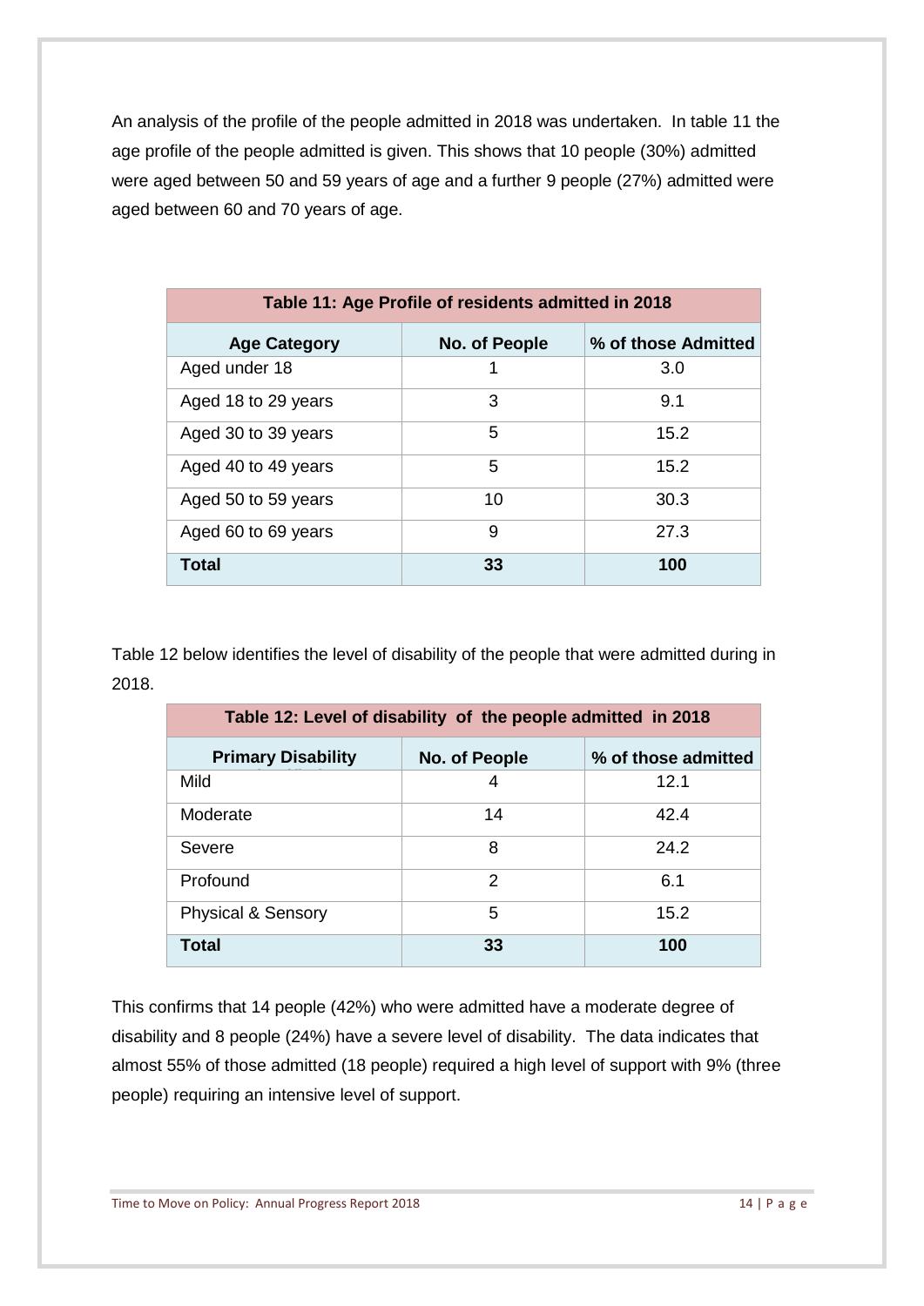An analysis of the profile of the people admitted in 2018 was undertaken. In table 11 the age profile of the people admitted is given. This shows that 10 people (30%) admitted were aged between 50 and 59 years of age and a further 9 people (27%) admitted were aged between 60 and 70 years of age.

| Table 11: Age Profile of residents admitted in 2018 | | |
|---|---|---|
| **Age Category** | **No. of People** | **% of those Admitted** |
| Aged under 18 | 1 | 3.0 |
| Aged 18 to 29 years | 3 | 9.1 |
| Aged 30 to 39 years | 5 | 15.2 |
| Aged 40 to 49 years | 5 | 15.2 |
| Aged 50 to 59 years | 10 | 30.3 |
| Aged 60 to 69 years | 9 | 27.3 |
| **Total** | **33** | **100** |

Table 12 below identifies the level of disability of the people that were admitted during in 2018.

| Table 12: Level of disability of the people admitted in 2018 | | |
|---|---|---|
| **Primary Disability** | **No. of People** | **% of those admitted** |
| Mild | 4 | 12.1 |
| Moderate | 14 | 42.4 |
| Severe | 8 | 24.2 |
| Profound | 2 | 6.1 |
| Physical & Sensory | 5 | 15.2 |
| **Total** | **33** | **100** |

This confirms that 14 people (42%) who were admitted have a moderate degree of disability and 8 people (24%) have a severe level of disability. The data indicates that almost 55% of those admitted (18 people) required a high level of support with 9% (three people) requiring an intensive level of support.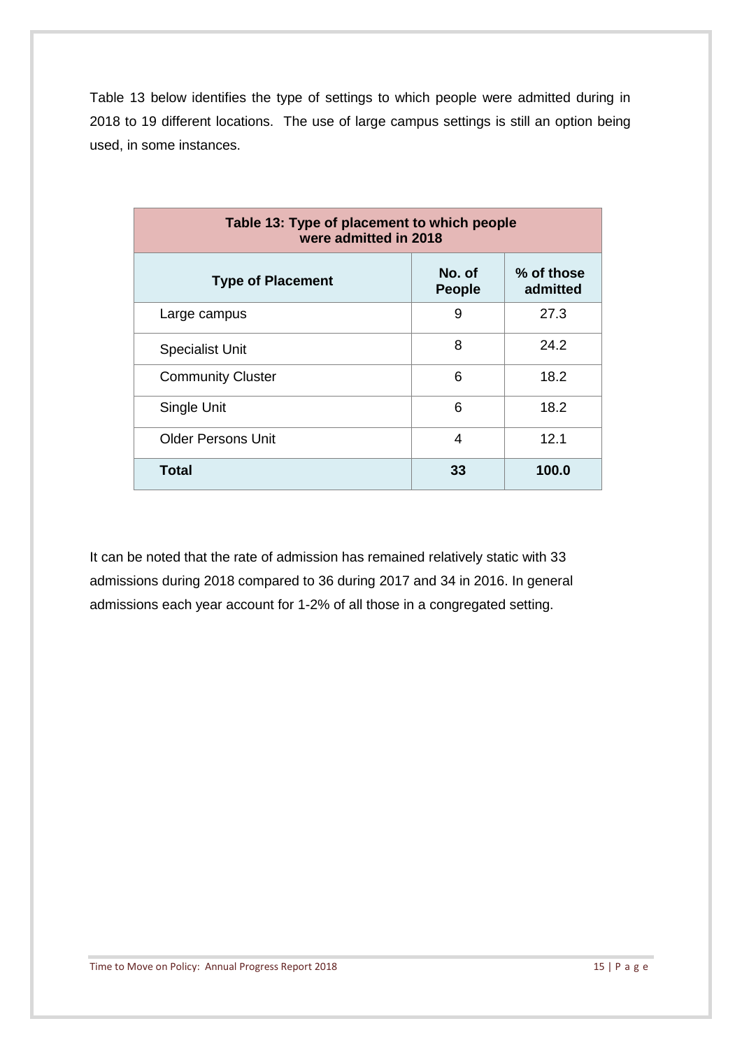Table 13 below identifies the type of settings to which people were admitted during in 2018 to 19 different locations. The use of large campus settings is still an option being used, in some instances.

| Table 13: Type of placement to which people were admitted in 2018 | | |
|---|---|---|
| **Type of Placement** | **No. of People** | **% of those admitted** |
| Large campus | 9 | 27.3 |
| Specialist Unit | 8 | 24.2 |
| Community Cluster | 6 | 18.2 |
| Single Unit | 6 | 18.2 |
| Older Persons Unit | 4 | 12.1 |
| **Total** | **33** | **100.0** |

It can be noted that the rate of admission has remained relatively static with 33 admissions during 2018 compared to 36 during 2017 and 34 in 2016. In general admissions each year account for 1-2% of all those in a congregated setting.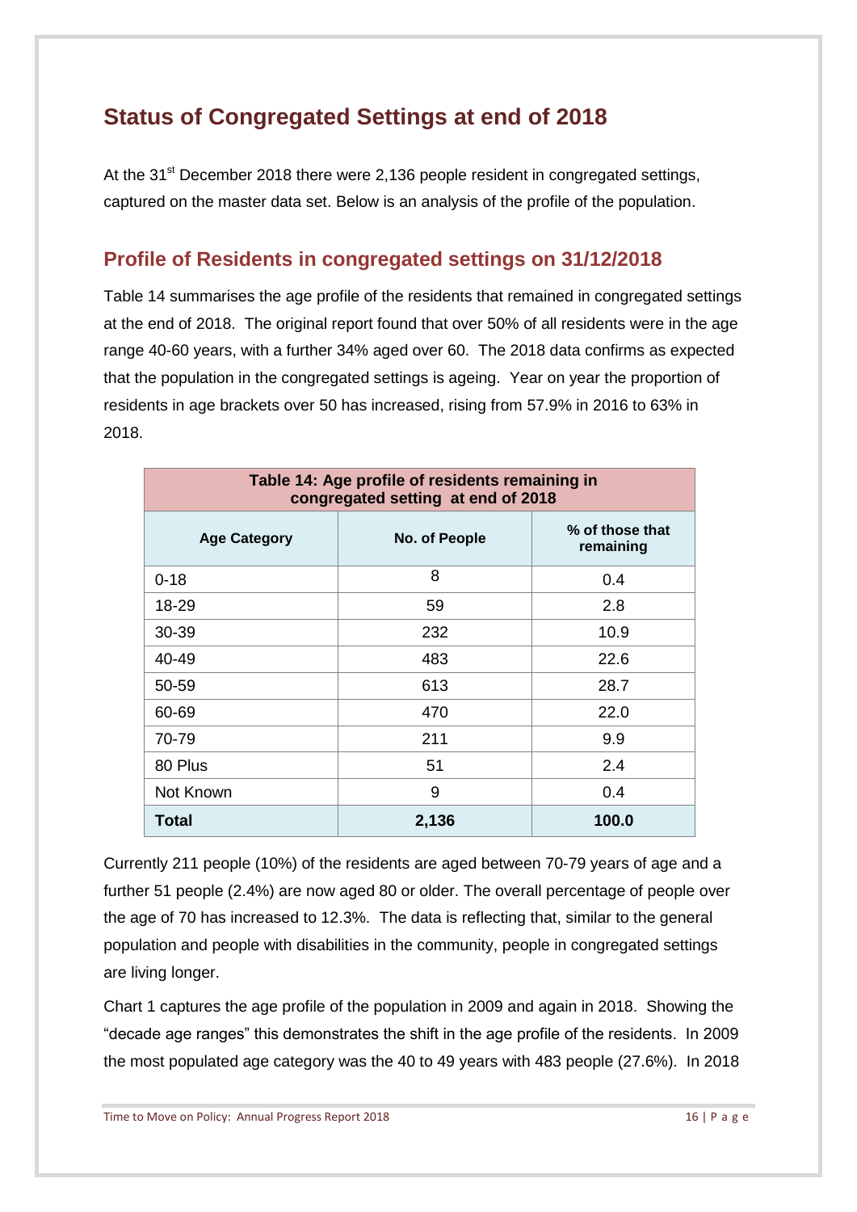# Status of Congregated Settings at end of 2018

At the 31st December 2018 there were 2,136 people resident in congregated settings, captured on the master data set. Below is an analysis of the profile of the population.

## Profile of Residents in congregated settings on 31/12/2018

Table 14 summarises the age profile of the residents that remained in congregated settings at the end of 2018. The original report found that over 50% of all residents were in the age range 40-60 years, with a further 34% aged over 60. The 2018 data confirms as expected that the population in the congregated settings is ageing. Year on year the proportion of residents in age brackets over 50 has increased, rising from 57.9% in 2016 to 63% in 2018.

**Table 14: Age profile of residents remaining in congregated setting at end of 2018**

| Age Category | No. of People | % of those that remaining |
|---|---|---|
| 0-18 | 8 | 0.4 |
| 18-29 | 59 | 2.8 |
| 30-39 | 232 | 10.9 |
| 40-49 | 483 | 22.6 |
| 50-59 | 613 | 28.7 |
| 60-69 | 470 | 22.0 |
| 70-79 | 211 | 9.9 |
| 80 Plus | 51 | 2.4 |
| Not Known | 9 | 0.4 |
| **Total** | **2,136** | **100.0** |

Currently 211 people (10%) of the residents are aged between 70-79 years of age and a further 51 people (2.4%) are now aged 80 or older. The overall percentage of people over the age of 70 has increased to 12.3%. The data is reflecting that, similar to the general population and people with disabilities in the community, people in congregated settings are living longer.

Chart 1 captures the age profile of the population in 2009 and again in 2018. Showing the "decade age ranges" this demonstrates the shift in the age profile of the residents. In 2009 the most populated age category was the 40 to 49 years with 483 people (27.6%). In 2018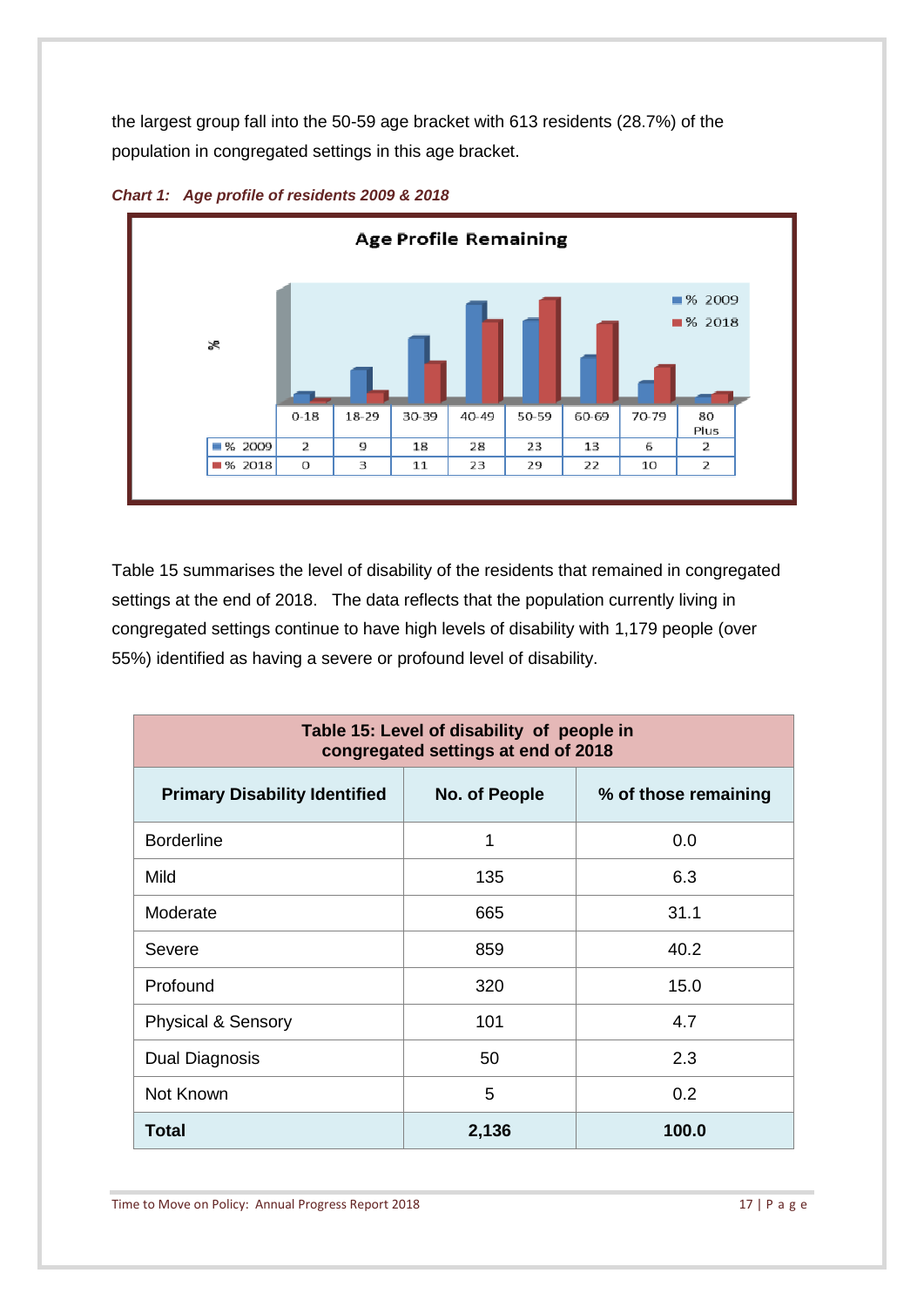the largest group fall into the 50-59 age bracket with 613 residents (28.7%) of the population in congregated settings in this age bracket.

***Chart 1: Age profile of residents 2009 & 2018***

**Age Profile Remaining**

| | 0-18 | 18-29 | 30-39 | 40-49 | 50-59 | 60-69 | 70-79 | 80 Plus |
|---|---|---|---|---|---|---|---|---|
| % 2009 | 2 | 9 | 18 | 28 | 23 | 13 | 6 | 2 |
| % 2018 | 0 | 3 | 11 | 23 | 29 | 22 | 10 | 2 |

Table 15 summarises the level of disability of the residents that remained in congregated settings at the end of 2018. The data reflects that the population currently living in congregated settings continue to have high levels of disability with 1,179 people (over 55%) identified as having a severe or profound level of disability.

**Table 15: Level of disability of people in congregated settings at end of 2018**

| Primary Disability Identified | No. of People | % of those remaining |
|---|---|---|
| Borderline | 1 | 0.0 |
| Mild | 135 | 6.3 |
| Moderate | 665 | 31.1 |
| Severe | 859 | 40.2 |
| Profound | 320 | 15.0 |
| Physical & Sensory | 101 | 4.7 |
| Dual Diagnosis | 50 | 2.3 |
| Not Known | 5 | 0.2 |
| **Total** | **2,136** | **100.0** |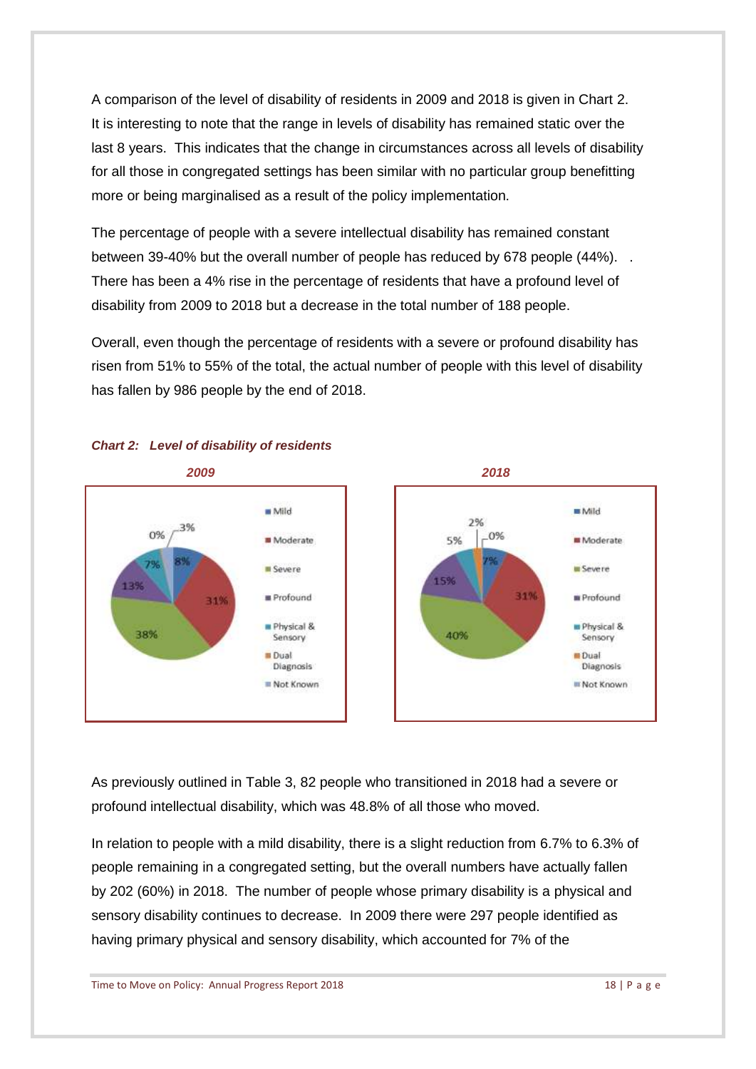A comparison of the level of disability of residents in 2009 and 2018 is given in Chart 2. It is interesting to note that the range in levels of disability has remained static over the last 8 years. This indicates that the change in circumstances across all levels of disability for all those in congregated settings has been similar with no particular group benefitting more or being marginalised as a result of the policy implementation.

The percentage of people with a severe intellectual disability has remained constant between 39-40% but the overall number of people has reduced by 678 people (44%). . There has been a 4% rise in the percentage of residents that have a profound level of disability from 2009 to 2018 but a decrease in the total number of 188 people.

Overall, even though the percentage of residents with a severe or profound disability has risen from 51% to 55% of the total, the actual number of people with this level of disability has fallen by 986 people by the end of 2018.

***Chart 2: Level of disability of residents***

***2009***

| Level | % |
|---|---|
| Mild | 8% |
| Moderate | 31% |
| Severe | 38% |
| Profound | 13% |
| Physical & Sensory | 7% |
| Dual Diagnosis | 0% |
| Not Known | 3% |

***2018***

| Level | % |
|---|---|
| Mild | 7% |
| Moderate | 31% |
| Severe | 40% |
| Profound | 15% |
| Physical & Sensory | 5% |
| Dual Diagnosis | 2% |
| Not Known | 0% |

As previously outlined in Table 3, 82 people who transitioned in 2018 had a severe or profound intellectual disability, which was 48.8% of all those who moved.

In relation to people with a mild disability, there is a slight reduction from 6.7% to 6.3% of people remaining in a congregated setting, but the overall numbers have actually fallen by 202 (60%) in 2018. The number of people whose primary disability is a physical and sensory disability continues to decrease. In 2009 there were 297 people identified as having primary physical and sensory disability, which accounted for 7% of the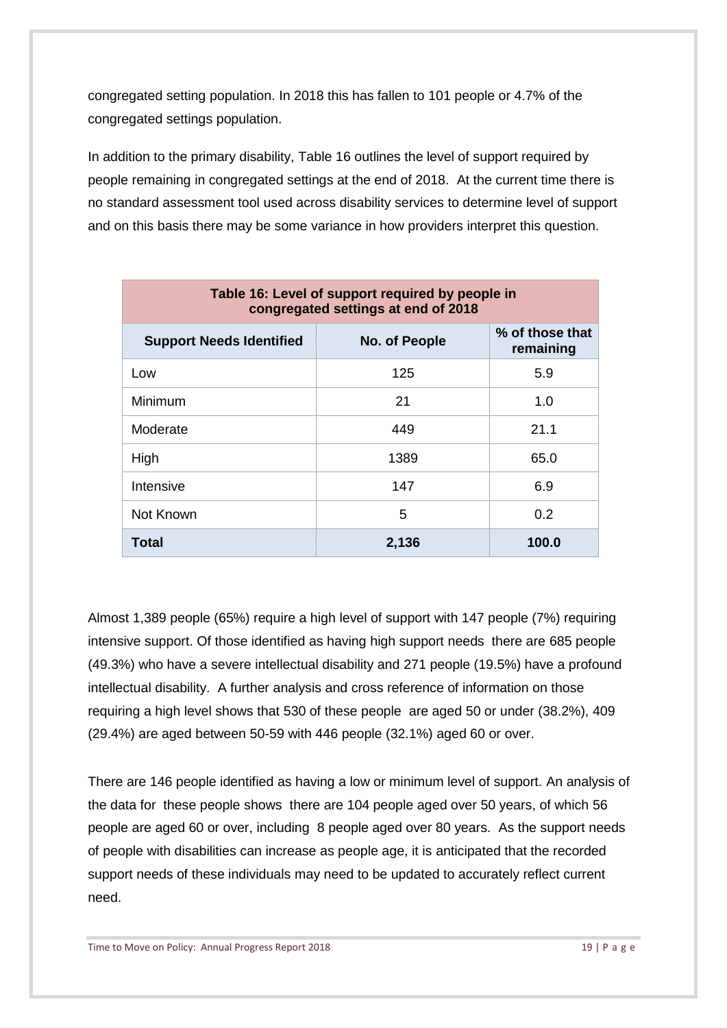congregated setting population. In 2018 this has fallen to 101 people or 4.7% of the congregated settings population.

In addition to the primary disability, Table 16 outlines the level of support required by people remaining in congregated settings at the end of 2018. At the current time there is no standard assessment tool used across disability services to determine level of support and on this basis there may be some variance in how providers interpret this question.

**Table 16: Level of support required by people in congregated settings at end of 2018**

| Support Needs Identified | No. of People | % of those that remaining |
|---|---|---|
| Low | 125 | 5.9 |
| Minimum | 21 | 1.0 |
| Moderate | 449 | 21.1 |
| High | 1389 | 65.0 |
| Intensive | 147 | 6.9 |
| Not Known | 5 | 0.2 |
| **Total** | **2,136** | **100.0** |

Almost 1,389 people (65%) require a high level of support with 147 people (7%) requiring intensive support. Of those identified as having high support needs there are 685 people (49.3%) who have a severe intellectual disability and 271 people (19.5%) have a profound intellectual disability. A further analysis and cross reference of information on those requiring a high level shows that 530 of these people are aged 50 or under (38.2%), 409 (29.4%) are aged between 50-59 with 446 people (32.1%) aged 60 or over.

There are 146 people identified as having a low or minimum level of support. An analysis of the data for these people shows there are 104 people aged over 50 years, of which 56 people are aged 60 or over, including 8 people aged over 80 years. As the support needs of people with disabilities can increase as people age, it is anticipated that the recorded support needs of these individuals may need to be updated to accurately reflect current need.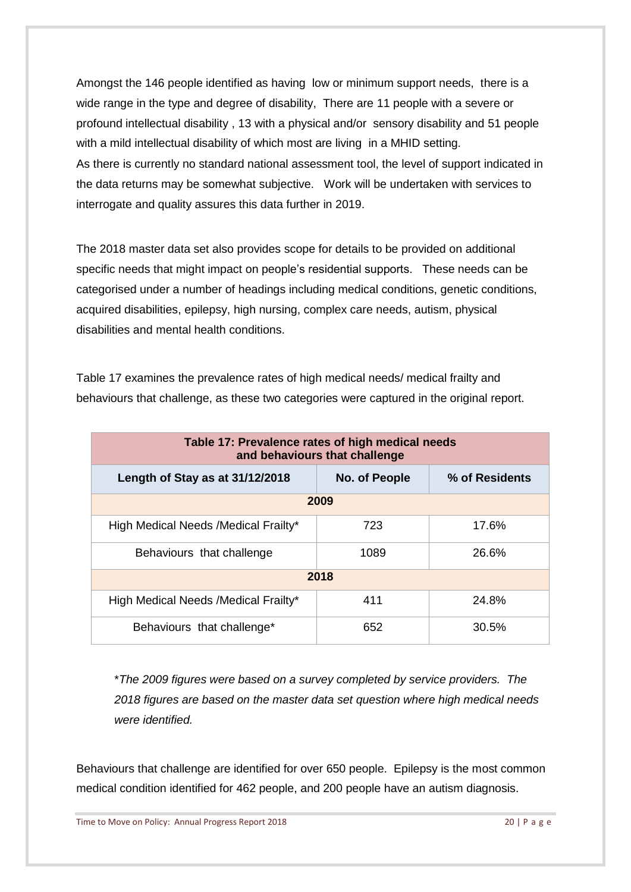Amongst the 146 people identified as having low or minimum support needs, there is a wide range in the type and degree of disability, There are 11 people with a severe or profound intellectual disability , 13 with a physical and/or sensory disability and 51 people with a mild intellectual disability of which most are living in a MHID setting.
As there is currently no standard national assessment tool, the level of support indicated in the data returns may be somewhat subjective. Work will be undertaken with services to interrogate and quality assures this data further in 2019.

The 2018 master data set also provides scope for details to be provided on additional specific needs that might impact on people's residential supports. These needs can be categorised under a number of headings including medical conditions, genetic conditions, acquired disabilities, epilepsy, high nursing, complex care needs, autism, physical disabilities and mental health conditions.

Table 17 examines the prevalence rates of high medical needs/ medical frailty and behaviours that challenge, as these two categories were captured in the original report.

**Table 17: Prevalence rates of high medical needs and behaviours that challenge**

| Length of Stay as at 31/12/2018 | No. of People | % of Residents |
|---|---|---|
| **2009** | | |
| High Medical Needs /Medical Frailty* | 723 | 17.6% |
| Behaviours that challenge | 1089 | 26.6% |
| **2018** | | |
| High Medical Needs /Medical Frailty* | 411 | 24.8% |
| Behaviours that challenge* | 652 | 30.5% |

*\*The 2009 figures were based on a survey completed by service providers. The 2018 figures are based on the master data set question where high medical needs were identified.*

Behaviours that challenge are identified for over 650 people. Epilepsy is the most common medical condition identified for 462 people, and 200 people have an autism diagnosis.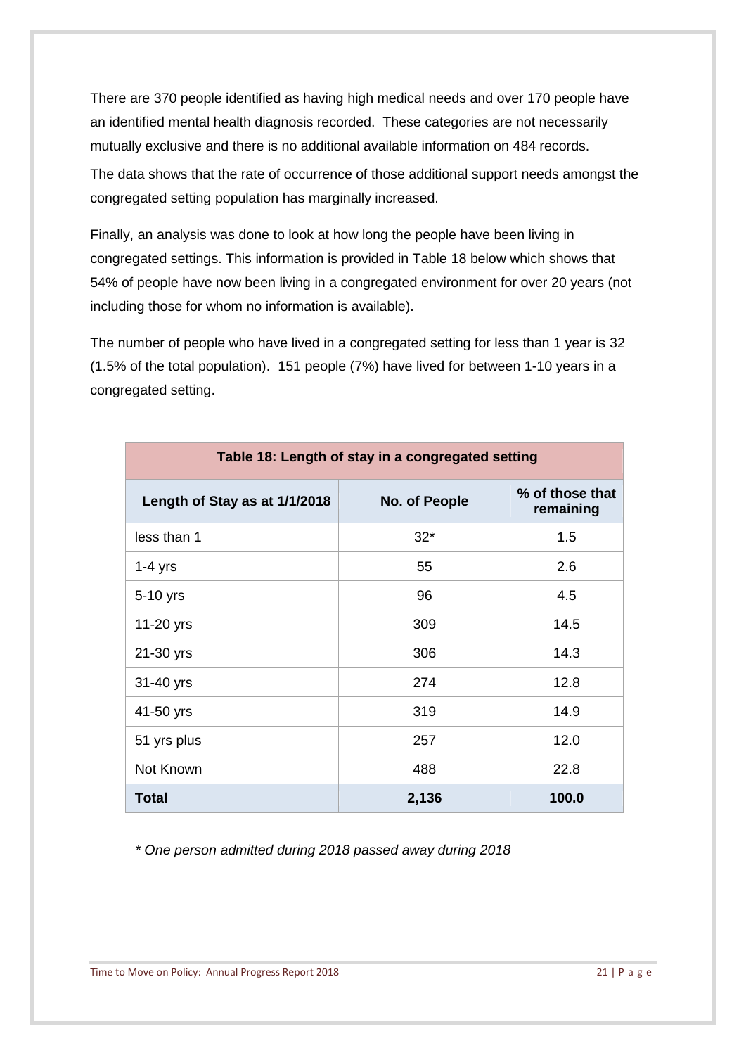There are 370 people identified as having high medical needs and over 170 people have an identified mental health diagnosis recorded. These categories are not necessarily mutually exclusive and there is no additional available information on 484 records.

The data shows that the rate of occurrence of those additional support needs amongst the congregated setting population has marginally increased.

Finally, an analysis was done to look at how long the people have been living in congregated settings. This information is provided in Table 18 below which shows that 54% of people have now been living in a congregated environment for over 20 years (not including those for whom no information is available).

The number of people who have lived in a congregated setting for less than 1 year is 32 (1.5% of the total population). 151 people (7%) have lived for between 1-10 years in a congregated setting.

| Table 18: Length of stay in a congregated setting | | |
|---|---|---|
| **Length of Stay as at 1/1/2018** | **No. of People** | **% of those that remaining** |
| less than 1 | 32* | 1.5 |
| 1-4 yrs | 55 | 2.6 |
| 5-10 yrs | 96 | 4.5 |
| 11-20 yrs | 309 | 14.5 |
| 21-30 yrs | 306 | 14.3 |
| 31-40 yrs | 274 | 12.8 |
| 41-50 yrs | 319 | 14.9 |
| 51 yrs plus | 257 | 12.0 |
| Not Known | 488 | 22.8 |
| **Total** | **2,136** | **100.0** |

*\* One person admitted during 2018 passed away during 2018*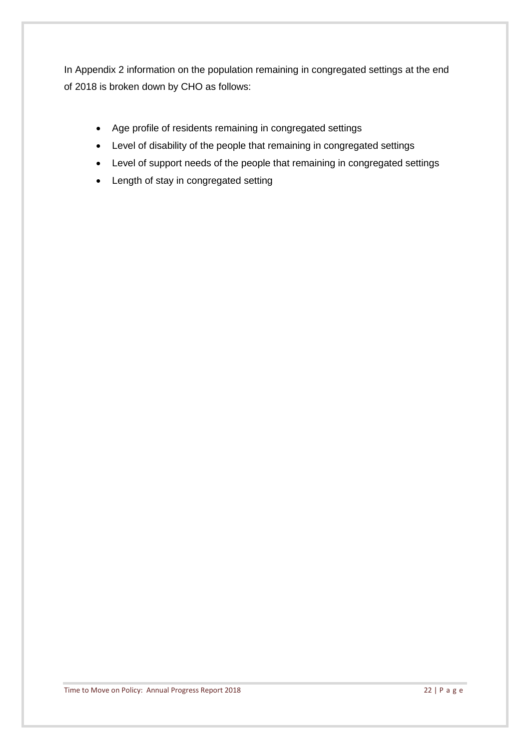In Appendix 2 information on the population remaining in congregated settings at the end of 2018 is broken down by CHO as follows:

- Age profile of residents remaining in congregated settings
- Level of disability of the people that remaining in congregated settings
- Level of support needs of the people that remaining in congregated settings
- Length of stay in congregated setting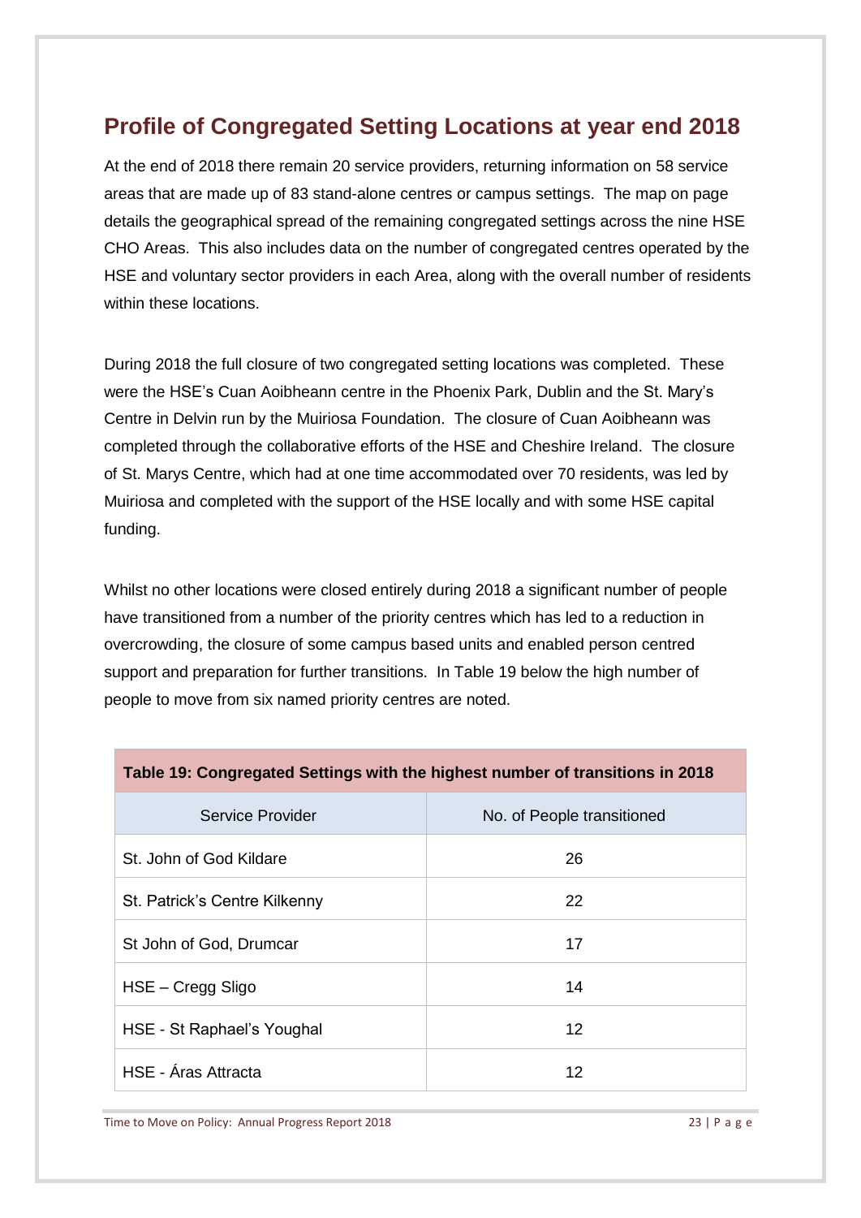## Profile of Congregated Setting Locations at year end 2018

At the end of 2018 there remain 20 service providers, returning information on 58 service areas that are made up of 83 stand-alone centres or campus settings. The map on page details the geographical spread of the remaining congregated settings across the nine HSE CHO Areas. This also includes data on the number of congregated centres operated by the HSE and voluntary sector providers in each Area, along with the overall number of residents within these locations.

During 2018 the full closure of two congregated setting locations was completed. These were the HSE's Cuan Aoibheann centre in the Phoenix Park, Dublin and the St. Mary's Centre in Delvin run by the Muiriosa Foundation. The closure of Cuan Aoibheann was completed through the collaborative efforts of the HSE and Cheshire Ireland. The closure of St. Marys Centre, which had at one time accommodated over 70 residents, was led by Muiriosa and completed with the support of the HSE locally and with some HSE capital funding.

Whilst no other locations were closed entirely during 2018 a significant number of people have transitioned from a number of the priority centres which has led to a reduction in overcrowding, the closure of some campus based units and enabled person centred support and preparation for further transitions. In Table 19 below the high number of people to move from six named priority centres are noted.

**Table 19: Congregated Settings with the highest number of transitions in 2018**

| Service Provider | No. of People transitioned |
|---|---|
| St. John of God Kildare | 26 |
| St. Patrick's Centre Kilkenny | 22 |
| St John of God, Drumcar | 17 |
| HSE – Cregg Sligo | 14 |
| HSE - St Raphael's Youghal | 12 |
| HSE - Áras Attracta | 12 |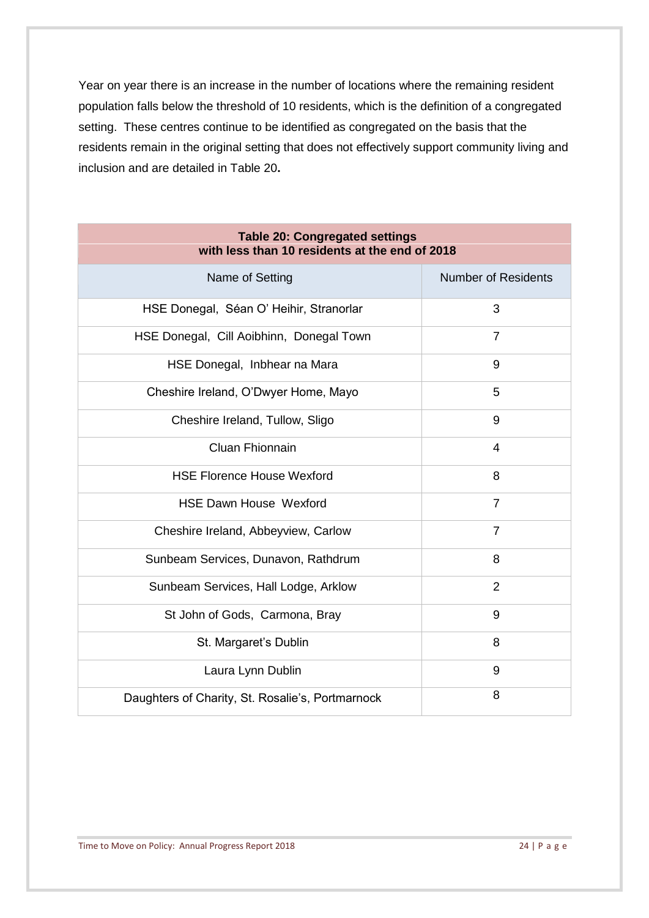Year on year there is an increase in the number of locations where the remaining resident population falls below the threshold of 10 residents, which is the definition of a congregated setting. These centres continue to be identified as congregated on the basis that the residents remain in the original setting that does not effectively support community living and inclusion and are detailed in Table 20**.**

**Table 20: Congregated settings with less than 10 residents at the end of 2018**

| Name of Setting | Number of Residents |
|---|---|
| HSE Donegal, Séan O' Heihir, Stranorlar | 3 |
| HSE Donegal, Cill Aoibhinn, Donegal Town | 7 |
| HSE Donegal, Inbhear na Mara | 9 |
| Cheshire Ireland, O'Dwyer Home, Mayo | 5 |
| Cheshire Ireland, Tullow, Sligo | 9 |
| Cluan Fhionnain | 4 |
| HSE Florence House Wexford | 8 |
| HSE Dawn House Wexford | 7 |
| Cheshire Ireland, Abbeyview, Carlow | 7 |
| Sunbeam Services, Dunavon, Rathdrum | 8 |
| Sunbeam Services, Hall Lodge, Arklow | 2 |
| St John of Gods, Carmona, Bray | 9 |
| St. Margaret's Dublin | 8 |
| Laura Lynn Dublin | 9 |
| Daughters of Charity, St. Rosalie's, Portmarnock | 8 |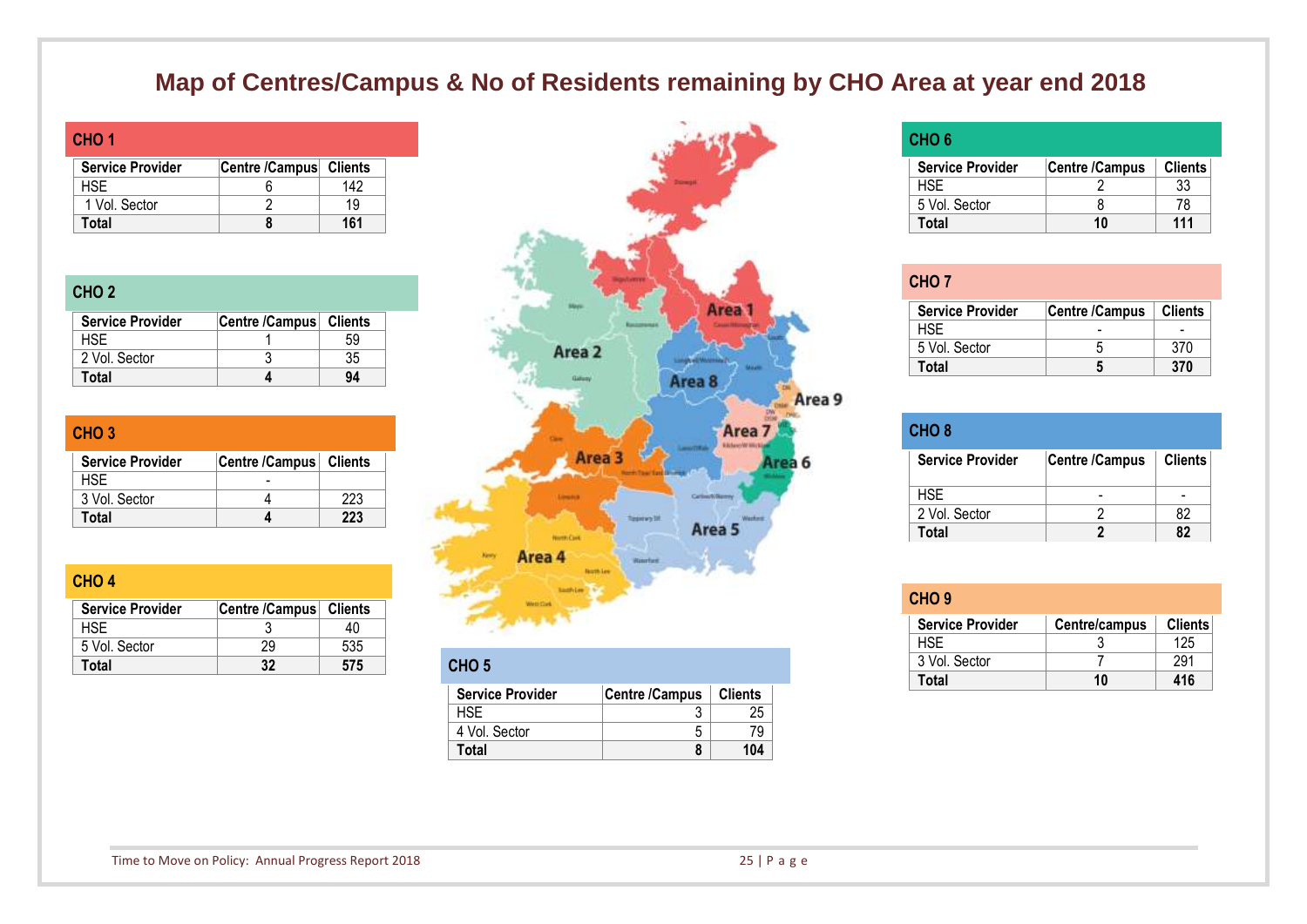# Map of Centres/Campus & No of Residents remaining by CHO Area at year end 2018

## CHO 1

| Service Provider | Centre /Campus | Clients |
|---|---|---|
| HSE | 6 | 142 |
| 1 Vol. Sector | 2 | 19 |
| **Total** | **8** | **161** |

## CHO 2

| Service Provider | Centre /Campus | Clients |
|---|---|---|
| HSE | 1 | 59 |
| 2 Vol. Sector | 3 | 35 |
| **Total** | **4** | **94** |

## CHO 3

| Service Provider | Centre /Campus | Clients |
|---|---|---|
| HSE | - | |
| 3 Vol. Sector | 4 | 223 |
| **Total** | **4** | **223** |

## CHO 4

| Service Provider | Centre /Campus | Clients |
|---|---|---|
| HSE | 3 | 40 |
| 5 Vol. Sector | 29 | 535 |
| **Total** | **32** | **575** |

## CHO 5

| Service Provider | Centre /Campus | Clients |
|---|---|---|
| HSE | 3 | 25 |
| 4 Vol. Sector | 5 | 79 |
| **Total** | **8** | **104** |

## CHO 6

| Service Provider | Centre /Campus | Clients |
|---|---|---|
| HSE | 2 | 33 |
| 5 Vol. Sector | 8 | 78 |
| **Total** | **10** | **111** |

## CHO 7

| Service Provider | Centre /Campus | Clients |
|---|---|---|
| HSE | - | - |
| 5 Vol. Sector | 5 | 370 |
| **Total** | **5** | **370** |

## CHO 8

| Service Provider | Centre /Campus | Clients |
|---|---|---|
| HSE | - | - |
| 2 Vol. Sector | 2 | 82 |
| **Total** | **2** | **82** |

## CHO 9

| Service Provider | Centre/campus | Clients |
|---|---|---|
| HSE | 3 | 125 |
| 3 Vol. Sector | 7 | 291 |
| **Total** | **10** | **416** |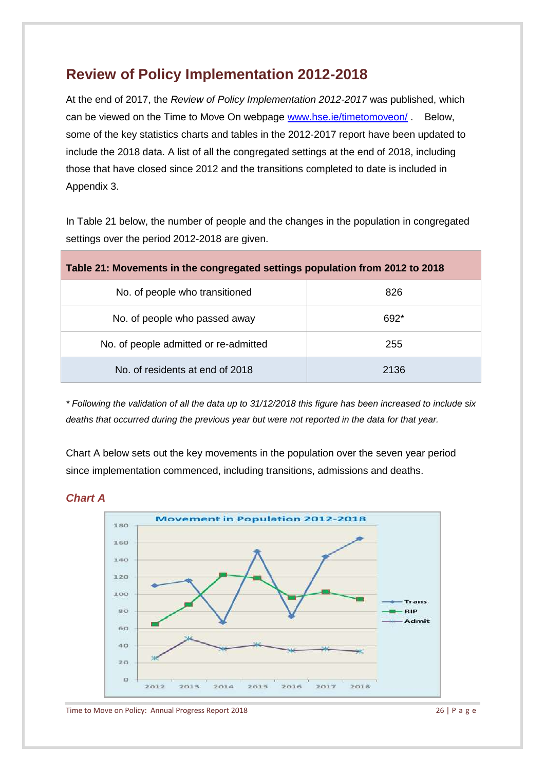## Review of Policy Implementation 2012-2018

At the end of 2017, the *Review of Policy Implementation 2012-2017* was published, which can be viewed on the Time to Move On webpage [www.hse.ie/timetomoveon/](www.hse.ie/timetomoveon/) . Below, some of the key statistics charts and tables in the 2012-2017 report have been updated to include the 2018 data. A list of all the congregated settings at the end of 2018, including those that have closed since 2012 and the transitions completed to date is included in Appendix 3.

In Table 21 below, the number of people and the changes in the population in congregated settings over the period 2012-2018 are given.

| Table 21: Movements in the congregated settings population from 2012 to 2018 | |
|---|---|
| No. of people who transitioned | 826 |
| No. of people who passed away | 692* |
| No. of people admitted or re-admitted | 255 |
| No. of residents at end of 2018 | 2136 |

*\* Following the validation of all the data up to 31/12/2018 this figure has been increased to include six deaths that occurred during the previous year but were not reported in the data for that year.*

Chart A below sets out the key movements in the population over the seven year period since implementation commenced, including transitions, admissions and deaths.

### *Chart A*

**Movement in Population 2012-2018**

| Year | Trans | RIP | Admit |
|---|---|---|---|
| 2012 | 110 | 65 | 25 |
| 2013 | 116 | 88 | 48 |
| 2014 | 67 | 122 | 36 |
| 2015 | 150 | 119 | 41 |
| 2016 | 74 | 96 | 34 |
| 2017 | 144 | 102 | 36 |
| 2018 | 165 | 94 | 33 |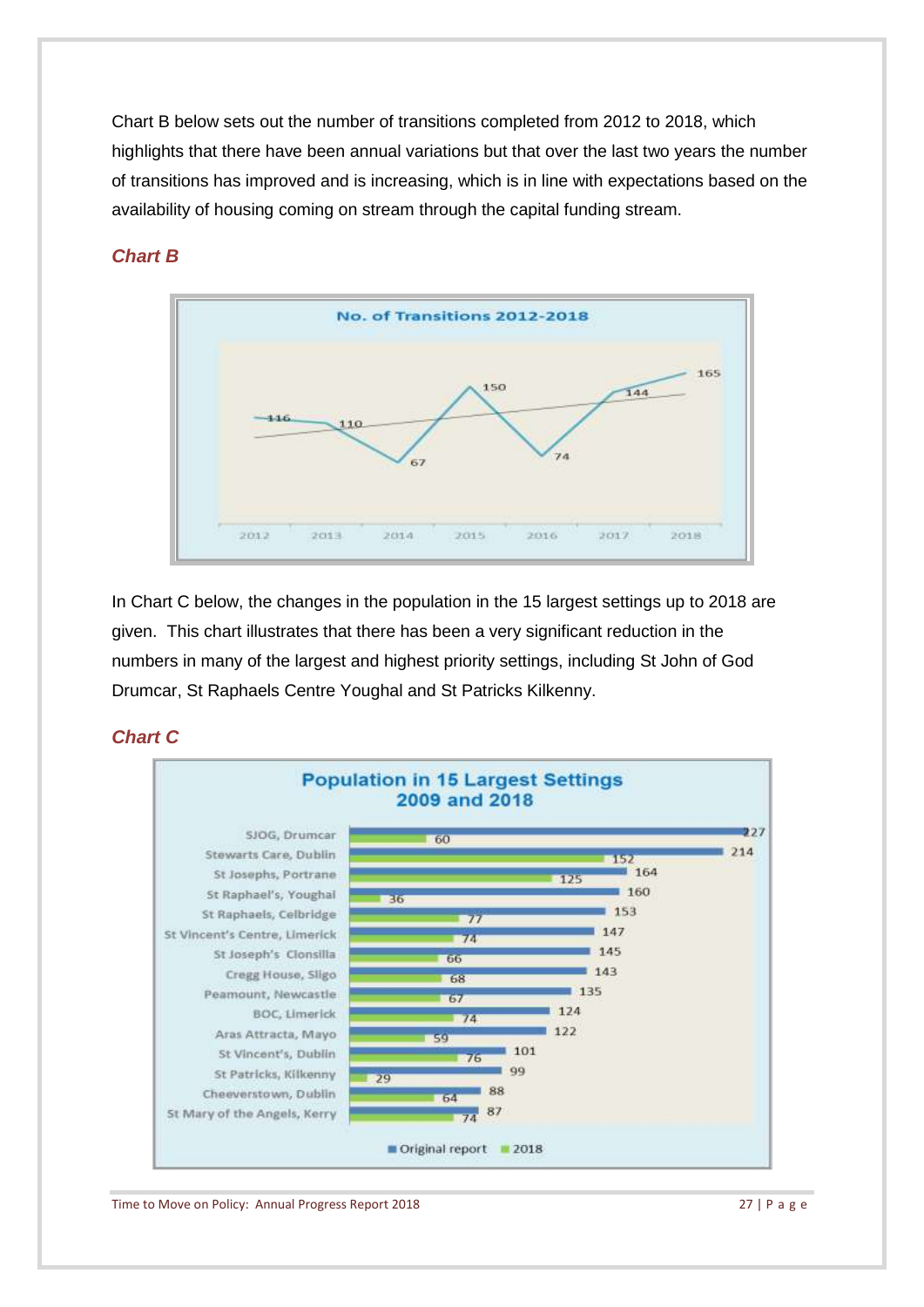Chart B below sets out the number of transitions completed from 2012 to 2018, which highlights that there have been annual variations but that over the last two years the number of transitions has improved and is increasing, which is in line with expectations based on the availability of housing coming on stream through the capital funding stream.

### *Chart B*

**No. of Transitions 2012-2018**

| Year | No. of Transitions |
|---|---|
| 2012 | 116 |
| 2013 | 110 |
| 2014 | 67 |
| 2015 | 150 |
| 2016 | 74 |
| 2017 | 144 |
| 2018 | 165 |

In Chart C below, the changes in the population in the 15 largest settings up to 2018 are given. This chart illustrates that there has been a very significant reduction in the numbers in many of the largest and highest priority settings, including St John of God Drumcar, St Raphaels Centre Youghal and St Patricks Kilkenny.

### *Chart C*

**Population in 15 Largest Settings 2009 and 2018**

| Setting | Original report | 2018 |
|---|---|---|
| SJOG, Drumcar | 227 | 60 |
| Stewarts Care, Dublin | 214 | 152 |
| St Josephs, Portrane | 164 | 125 |
| St Raphael's, Youghal | 160 | 36 |
| St Raphaels, Celbridge | 153 | 77 |
| St Vincent's Centre, Limerick | 147 | 74 |
| St Joseph's Clonsilla | 145 | 66 |
| Cregg House, Sligo | 143 | 68 |
| Peamount, Newcastle | 135 | 67 |
| BOC, Limerick | 124 | 74 |
| Aras Attracta, Mayo | 122 | 59 |
| St Vincent's, Dublin | 101 | 76 |
| St Patricks, Kilkenny | 99 | 29 |
| Cheeverstown, Dublin | 88 | 64 |
| St Mary of the Angels, Kerry | 87 | 74 |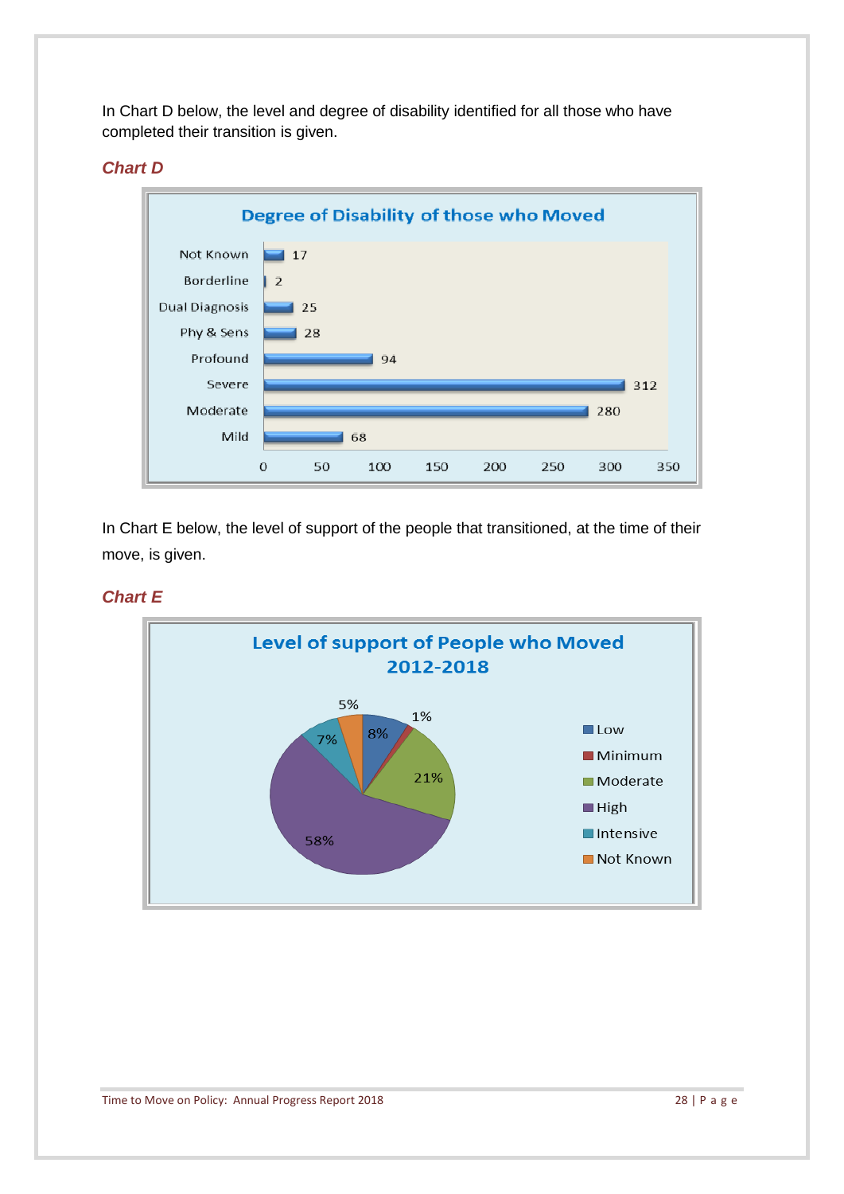In Chart D below, the level and degree of disability identified for all those who have completed their transition is given.

***Chart D***

**Degree of Disability of those who Moved**

| Degree | Number |
|---|---|
| Not Known | 17 |
| Borderline | 2 |
| Dual Diagnosis | 25 |
| Phy & Sens | 28 |
| Profound | 94 |
| Severe | 312 |
| Moderate | 280 |
| Mild | 68 |

In Chart E below, the level of support of the people that transitioned, at the time of their move, is given.

***Chart E***

**Level of support of People who Moved 2012-2018**

| Level of support | Percentage |
|---|---|
| Low | 8% |
| Minimum | 1% |
| Moderate | 21% |
| High | 58% |
| Intensive | 7% |
| Not Known | 5% |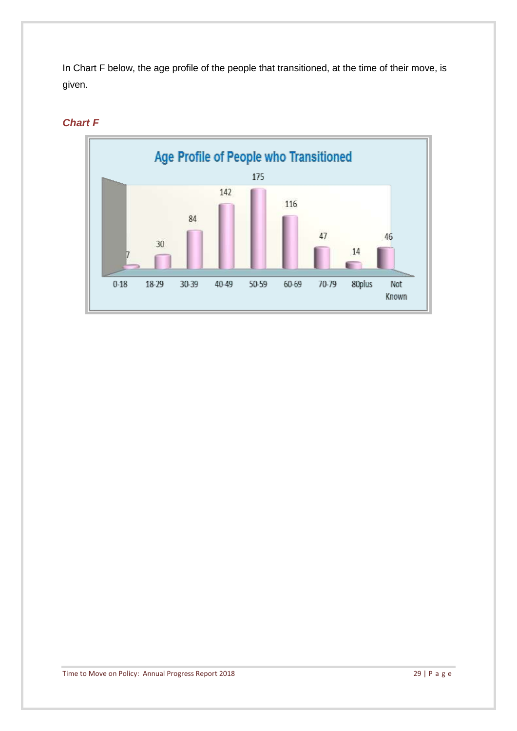In Chart F below, the age profile of the people that transitioned, at the time of their move, is given.

***Chart F***

**Age Profile of People who Transitioned**

| Age | Number |
|---|---|
| 0-18 | 7 |
| 18-29 | 30 |
| 30-39 | 84 |
| 40-49 | 142 |
| 50-59 | 175 |
| 60-69 | 116 |
| 70-79 | 47 |
| 80plus | 14 |
| Not Known | 46 |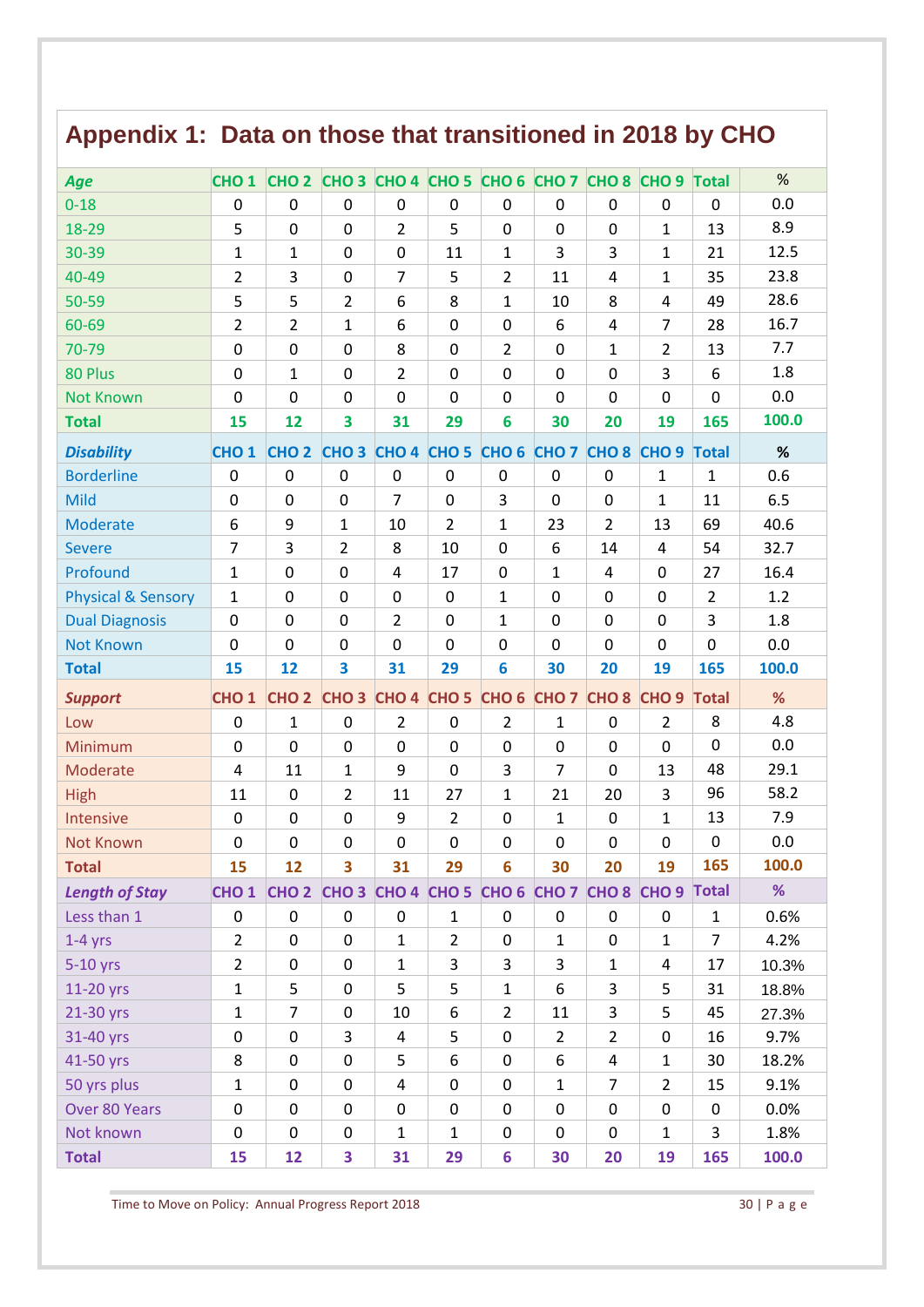# Appendix 1: Data on those that transitioned in 2018 by CHO

| *Age* | CHO 1 | CHO 2 | CHO 3 | CHO 4 | CHO 5 | CHO 6 | CHO 7 | CHO 8 | CHO 9 | Total | % |
|---|---|---|---|---|---|---|---|---|---|---|---|
| 0-18 | 0 | 0 | 0 | 0 | 0 | 0 | 0 | 0 | 0 | 0 | 0.0 |
| 18-29 | 5 | 0 | 0 | 2 | 5 | 0 | 0 | 0 | 1 | 13 | 8.9 |
| 30-39 | 1 | 1 | 0 | 0 | 11 | 1 | 3 | 3 | 1 | 21 | 12.5 |
| 40-49 | 2 | 3 | 0 | 7 | 5 | 2 | 11 | 4 | 1 | 35 | 23.8 |
| 50-59 | 5 | 5 | 2 | 6 | 8 | 1 | 10 | 8 | 4 | 49 | 28.6 |
| 60-69 | 2 | 2 | 1 | 6 | 0 | 0 | 6 | 4 | 7 | 28 | 16.7 |
| 70-79 | 0 | 0 | 0 | 8 | 0 | 2 | 0 | 1 | 2 | 13 | 7.7 |
| 80 Plus | 0 | 1 | 0 | 2 | 0 | 0 | 0 | 0 | 3 | 6 | 1.8 |
| Not Known | 0 | 0 | 0 | 0 | 0 | 0 | 0 | 0 | 0 | 0 | 0.0 |
| **Total** | **15** | **12** | **3** | **31** | **29** | **6** | **30** | **20** | **19** | **165** | **100.0** |

| *Disability* | CHO 1 | CHO 2 | CHO 3 | CHO 4 | CHO 5 | CHO 6 | CHO 7 | CHO 8 | CHO 9 | Total | % |
|---|---|---|---|---|---|---|---|---|---|---|---|
| Borderline | 0 | 0 | 0 | 0 | 0 | 0 | 0 | 0 | 1 | 1 | 0.6 |
| Mild | 0 | 0 | 0 | 7 | 0 | 3 | 0 | 0 | 1 | 11 | 6.5 |
| Moderate | 6 | 9 | 1 | 10 | 2 | 1 | 23 | 2 | 13 | 69 | 40.6 |
| Severe | 7 | 3 | 2 | 8 | 10 | 0 | 6 | 14 | 4 | 54 | 32.7 |
| Profound | 1 | 0 | 0 | 4 | 17 | 0 | 1 | 4 | 0 | 27 | 16.4 |
| Physical & Sensory | 1 | 0 | 0 | 0 | 0 | 1 | 0 | 0 | 0 | 2 | 1.2 |
| Dual Diagnosis | 0 | 0 | 0 | 2 | 0 | 1 | 0 | 0 | 0 | 3 | 1.8 |
| Not Known | 0 | 0 | 0 | 0 | 0 | 0 | 0 | 0 | 0 | 0 | 0.0 |
| **Total** | **15** | **12** | **3** | **31** | **29** | **6** | **30** | **20** | **19** | **165** | **100.0** |

| *Support* | CHO 1 | CHO 2 | CHO 3 | CHO 4 | CHO 5 | CHO 6 | CHO 7 | CHO 8 | CHO 9 | Total | % |
|---|---|---|---|---|---|---|---|---|---|---|---|
| Low | 0 | 1 | 0 | 2 | 0 | 2 | 1 | 0 | 2 | 8 | 4.8 |
| Minimum | 0 | 0 | 0 | 0 | 0 | 0 | 0 | 0 | 0 | 0 | 0.0 |
| Moderate | 4 | 11 | 1 | 9 | 0 | 3 | 7 | 0 | 13 | 48 | 29.1 |
| High | 11 | 0 | 2 | 11 | 27 | 1 | 21 | 20 | 3 | 96 | 58.2 |
| Intensive | 0 | 0 | 0 | 9 | 2 | 0 | 1 | 0 | 1 | 13 | 7.9 |
| Not Known | 0 | 0 | 0 | 0 | 0 | 0 | 0 | 0 | 0 | 0 | 0.0 |
| **Total** | **15** | **12** | **3** | **31** | **29** | **6** | **30** | **20** | **19** | **165** | **100.0** |

| *Length of Stay* | CHO 1 | CHO 2 | CHO 3 | CHO 4 | CHO 5 | CHO 6 | CHO 7 | CHO 8 | CHO 9 | Total | % |
|---|---|---|---|---|---|---|---|---|---|---|---|
| Less than 1 | 0 | 0 | 0 | 0 | 1 | 0 | 0 | 0 | 0 | 1 | 0.6% |
| 1-4 yrs | 2 | 0 | 0 | 1 | 2 | 0 | 1 | 0 | 1 | 7 | 4.2% |
| 5-10 yrs | 2 | 0 | 0 | 1 | 3 | 3 | 3 | 1 | 4 | 17 | 10.3% |
| 11-20 yrs | 1 | 5 | 0 | 5 | 5 | 1 | 6 | 3 | 5 | 31 | 18.8% |
| 21-30 yrs | 1 | 7 | 0 | 10 | 6 | 2 | 11 | 3 | 5 | 45 | 27.3% |
| 31-40 yrs | 0 | 0 | 3 | 4 | 5 | 0 | 2 | 2 | 0 | 16 | 9.7% |
| 41-50 yrs | 8 | 0 | 0 | 5 | 6 | 0 | 6 | 4 | 1 | 30 | 18.2% |
| 50 yrs plus | 1 | 0 | 0 | 4 | 0 | 0 | 1 | 7 | 2 | 15 | 9.1% |
| Over 80 Years | 0 | 0 | 0 | 0 | 0 | 0 | 0 | 0 | 0 | 0 | 0.0% |
| Not known | 0 | 0 | 0 | 1 | 1 | 0 | 0 | 0 | 1 | 3 | 1.8% |
| **Total** | **15** | **12** | **3** | **31** | **29** | **6** | **30** | **20** | **19** | **165** | **100.0** |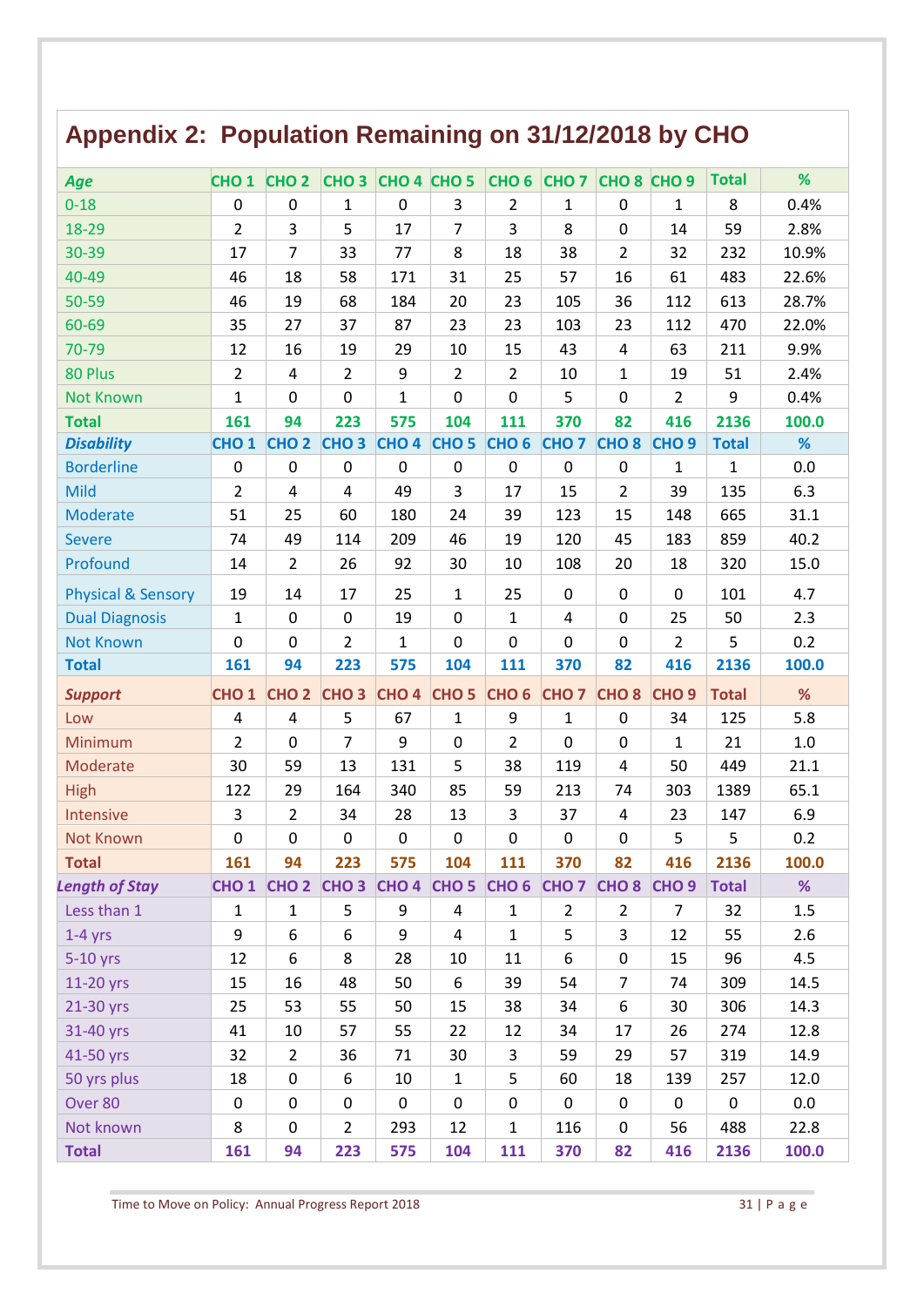# Appendix 2: Population Remaining on 31/12/2018 by CHO

| *Age* | CHO 1 | CHO 2 | CHO 3 | CHO 4 | CHO 5 | CHO 6 | CHO 7 | CHO 8 | CHO 9 | Total | % |
|---|---|---|---|---|---|---|---|---|---|---|---|
| 0-18 | 0 | 0 | 1 | 0 | 3 | 2 | 1 | 0 | 1 | 8 | 0.4% |
| 18-29 | 2 | 3 | 5 | 17 | 7 | 3 | 8 | 0 | 14 | 59 | 2.8% |
| 30-39 | 17 | 7 | 33 | 77 | 8 | 18 | 38 | 2 | 32 | 232 | 10.9% |
| 40-49 | 46 | 18 | 58 | 171 | 31 | 25 | 57 | 16 | 61 | 483 | 22.6% |
| 50-59 | 46 | 19 | 68 | 184 | 20 | 23 | 105 | 36 | 112 | 613 | 28.7% |
| 60-69 | 35 | 27 | 37 | 87 | 23 | 23 | 103 | 23 | 112 | 470 | 22.0% |
| 70-79 | 12 | 16 | 19 | 29 | 10 | 15 | 43 | 4 | 63 | 211 | 9.9% |
| 80 Plus | 2 | 4 | 2 | 9 | 2 | 2 | 10 | 1 | 19 | 51 | 2.4% |
| Not Known | 1 | 0 | 0 | 1 | 0 | 0 | 5 | 0 | 2 | 9 | 0.4% |
| **Total** | **161** | **94** | **223** | **575** | **104** | **111** | **370** | **82** | **416** | **2136** | **100.0** |
| ***Disability*** | **CHO 1** | **CHO 2** | **CHO 3** | **CHO 4** | **CHO 5** | **CHO 6** | **CHO 7** | **CHO 8** | **CHO 9** | **Total** | **%** |
| Borderline | 0 | 0 | 0 | 0 | 0 | 0 | 0 | 0 | 1 | 1 | 0.0 |
| Mild | 2 | 4 | 4 | 49 | 3 | 17 | 15 | 2 | 39 | 135 | 6.3 |
| Moderate | 51 | 25 | 60 | 180 | 24 | 39 | 123 | 15 | 148 | 665 | 31.1 |
| Severe | 74 | 49 | 114 | 209 | 46 | 19 | 120 | 45 | 183 | 859 | 40.2 |
| Profound | 14 | 2 | 26 | 92 | 30 | 10 | 108 | 20 | 18 | 320 | 15.0 |
| Physical & Sensory | 19 | 14 | 17 | 25 | 1 | 25 | 0 | 0 | 0 | 101 | 4.7 |
| Dual Diagnosis | 1 | 0 | 0 | 19 | 0 | 1 | 4 | 0 | 25 | 50 | 2.3 |
| Not Known | 0 | 0 | 2 | 1 | 0 | 0 | 0 | 0 | 2 | 5 | 0.2 |
| **Total** | **161** | **94** | **223** | **575** | **104** | **111** | **370** | **82** | **416** | **2136** | **100.0** |
| ***Support*** | **CHO 1** | **CHO 2** | **CHO 3** | **CHO 4** | **CHO 5** | **CHO 6** | **CHO 7** | **CHO 8** | **CHO 9** | **Total** | **%** |
| Low | 4 | 4 | 5 | 67 | 1 | 9 | 1 | 0 | 34 | 125 | 5.8 |
| Minimum | 2 | 0 | 7 | 9 | 0 | 2 | 0 | 0 | 1 | 21 | 1.0 |
| Moderate | 30 | 59 | 13 | 131 | 5 | 38 | 119 | 4 | 50 | 449 | 21.1 |
| High | 122 | 29 | 164 | 340 | 85 | 59 | 213 | 74 | 303 | 1389 | 65.1 |
| Intensive | 3 | 2 | 34 | 28 | 13 | 3 | 37 | 4 | 23 | 147 | 6.9 |
| Not Known | 0 | 0 | 0 | 0 | 0 | 0 | 0 | 0 | 5 | 5 | 0.2 |
| **Total** | **161** | **94** | **223** | **575** | **104** | **111** | **370** | **82** | **416** | **2136** | **100.0** |
| ***Length of Stay*** | **CHO 1** | **CHO 2** | **CHO 3** | **CHO 4** | **CHO 5** | **CHO 6** | **CHO 7** | **CHO 8** | **CHO 9** | **Total** | **%** |
| Less than 1 | 1 | 1 | 5 | 9 | 4 | 1 | 2 | 2 | 7 | 32 | 1.5 |
| 1-4 yrs | 9 | 6 | 6 | 9 | 4 | 1 | 5 | 3 | 12 | 55 | 2.6 |
| 5-10 yrs | 12 | 6 | 8 | 28 | 10 | 11 | 6 | 0 | 15 | 96 | 4.5 |
| 11-20 yrs | 15 | 16 | 48 | 50 | 6 | 39 | 54 | 7 | 74 | 309 | 14.5 |
| 21-30 yrs | 25 | 53 | 55 | 50 | 15 | 38 | 34 | 6 | 30 | 306 | 14.3 |
| 31-40 yrs | 41 | 10 | 57 | 55 | 22 | 12 | 34 | 17 | 26 | 274 | 12.8 |
| 41-50 yrs | 32 | 2 | 36 | 71 | 30 | 3 | 59 | 29 | 57 | 319 | 14.9 |
| 50 yrs plus | 18 | 0 | 6 | 10 | 1 | 5 | 60 | 18 | 139 | 257 | 12.0 |
| Over 80 | 0 | 0 | 0 | 0 | 0 | 0 | 0 | 0 | 0 | 0 | 0.0 |
| Not known | 8 | 0 | 2 | 293 | 12 | 1 | 116 | 0 | 56 | 488 | 22.8 |
| **Total** | **161** | **94** | **223** | **575** | **104** | **111** | **370** | **82** | **416** | **2136** | **100.0** |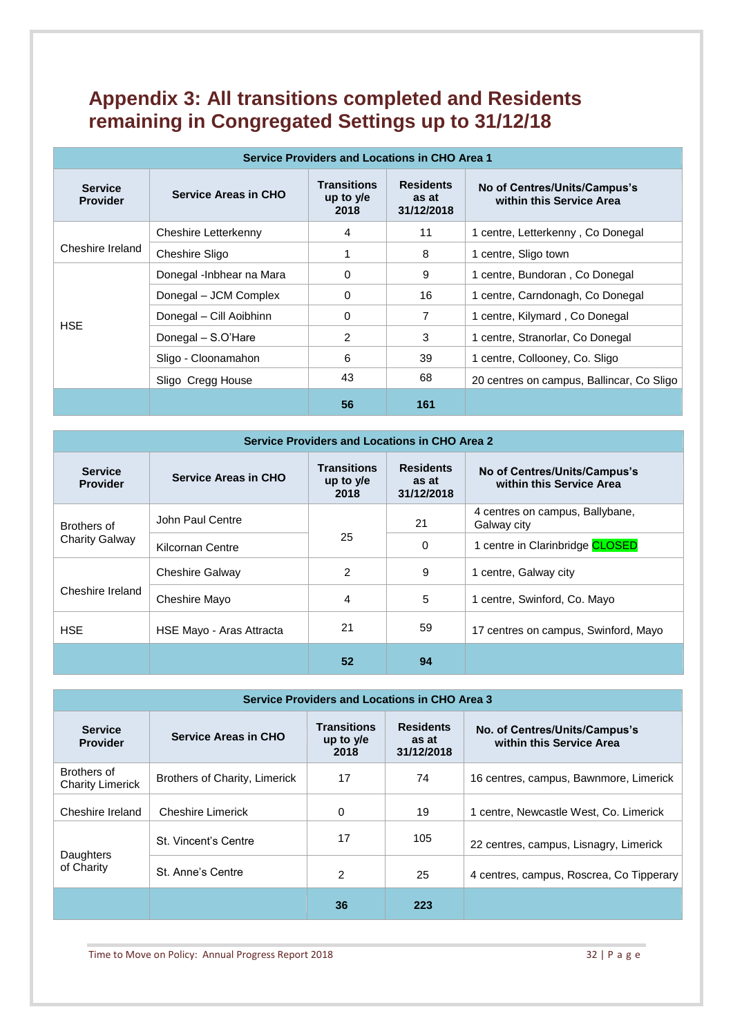## Appendix 3: All transitions completed and Residents remaining in Congregated Settings up to 31/12/18

| Service Providers and Locations in CHO Area 1 | | | | |
|---|---|---|---|---|
| **Service Provider** | **Service Areas in CHO** | **Transitions up to y/e 2018** | **Residents as at 31/12/2018** | **No of Centres/Units/Campus's within this Service Area** |
| Cheshire Ireland | Cheshire Letterkenny | 4 | 11 | 1 centre, Letterkenny , Co Donegal |
| | Cheshire Sligo | 1 | 8 | 1 centre, Sligo town |
| HSE | Donegal -Inbhear na Mara | 0 | 9 | 1 centre, Bundoran , Co Donegal |
| | Donegal – JCM Complex | 0 | 16 | 1 centre, Carndonagh, Co Donegal |
| | Donegal – Cill Aoibhinn | 0 | 7 | 1 centre, Kilymard , Co Donegal |
| | Donegal – S.O'Hare | 2 | 3 | 1 centre, Stranorlar, Co Donegal |
| | Sligo - Cloonamahon | 6 | 39 | 1 centre, Collooney, Co. Sligo |
| | Sligo Cregg House | 43 | 68 | 20 centres on campus, Ballincar, Co Sligo |
| | | **56** | **161** | |

| Service Providers and Locations in CHO Area 2 | | | | |
|---|---|---|---|---|
| **Service Provider** | **Service Areas in CHO** | **Transitions up to y/e 2018** | **Residents as at 31/12/2018** | **No of Centres/Units/Campus's within this Service Area** |
| Brothers of Charity Galway | John Paul Centre | 25 | 21 | 4 centres on campus, Ballybane, Galway city |
| | Kilcornan Centre | | 0 | 1 centre in Clarinbridge CLOSED |
| Cheshire Ireland | Cheshire Galway | 2 | 9 | 1 centre, Galway city |
| | Cheshire Mayo | 4 | 5 | 1 centre, Swinford, Co. Mayo |
| HSE | HSE Mayo - Aras Attracta | 21 | 59 | 17 centres on campus, Swinford, Mayo |
| | | **52** | **94** | |

| Service Providers and Locations in CHO Area 3 | | | | |
|---|---|---|---|---|
| **Service Provider** | **Service Areas in CHO** | **Transitions up to y/e 2018** | **Residents as at 31/12/2018** | **No. of Centres/Units/Campus's within this Service Area** |
| Brothers of Charity Limerick | Brothers of Charity, Limerick | 17 | 74 | 16 centres, campus, Bawnmore, Limerick |
| Cheshire Ireland | Cheshire Limerick | 0 | 19 | 1 centre, Newcastle West, Co. Limerick |
| Daughters of Charity | St. Vincent's Centre | 17 | 105 | 22 centres, campus, Lisnagry, Limerick |
| | St. Anne's Centre | 2 | 25 | 4 centres, campus, Roscrea, Co Tipperary |
| | | **36** | **223** | |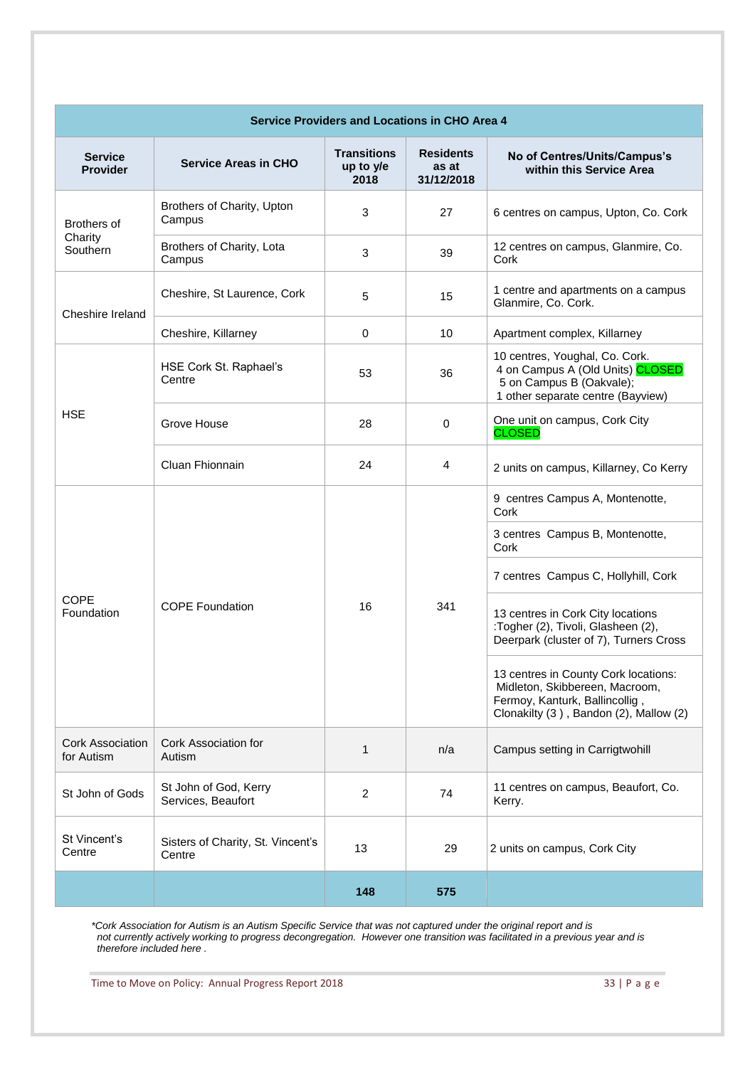| Service Providers and Locations in CHO Area 4 | | | | |
|---|---|---|---|---|
| **Service Provider** | **Service Areas in CHO** | **Transitions up to y/e 2018** | **Residents as at 31/12/2018** | **No of Centres/Units/Campus's within this Service Area** |
| Brothers of Charity Southern | Brothers of Charity, Upton Campus | 3 | 27 | 6 centres on campus, Upton, Co. Cork |
| | Brothers of Charity, Lota Campus | 3 | 39 | 12 centres on campus, Glanmire, Co. Cork |
| Cheshire Ireland | Cheshire, St Laurence, Cork | 5 | 15 | 1 centre and apartments on a campus Glanmire, Co. Cork. |
| | Cheshire, Killarney | 0 | 10 | Apartment complex, Killarney |
| HSE | HSE Cork St. Raphael's Centre | 53 | 36 | 10 centres, Youghal, Co. Cork. 4 on Campus A (Old Units) CLOSED 5 on Campus B (Oakvale); 1 other separate centre (Bayview) |
| | Grove House | 28 | 0 | One unit on campus, Cork City CLOSED |
| | Cluan Fhionnain | 24 | 4 | 2 units on campus, Killarney, Co Kerry |
| COPE Foundation | COPE Foundation | 16 | 341 | 9 centres Campus A, Montenotte, Cork |
| | | | | 3 centres Campus B, Montenotte, Cork |
| | | | | 7 centres Campus C, Hollyhill, Cork |
| | | | | 13 centres in Cork City locations :Togher (2), Tivoli, Glasheen (2), Deerpark (cluster of 7), Turners Cross |
| | | | | 13 centres in County Cork locations: Midleton, Skibbereen, Macroom, Fermoy, Kanturk, Ballincollig , Clonakilty (3 ) , Bandon (2), Mallow (2) |
| Cork Association for Autism | Cork Association for Autism | 1 | n/a | Campus setting in Carrigtwohill |
| St John of Gods | St John of God, Kerry Services, Beaufort | 2 | 74 | 11 centres on campus, Beaufort, Co. Kerry. |
| St Vincent's Centre | Sisters of Charity, St. Vincent's Centre | 13 | 29 | 2 units on campus, Cork City |
| | | **148** | **575** | |

*\*Cork Association for Autism is an Autism Specific Service that was not captured under the original report and is not currently actively working to progress decongregation. However one transition was facilitated in a previous year and is therefore included here .*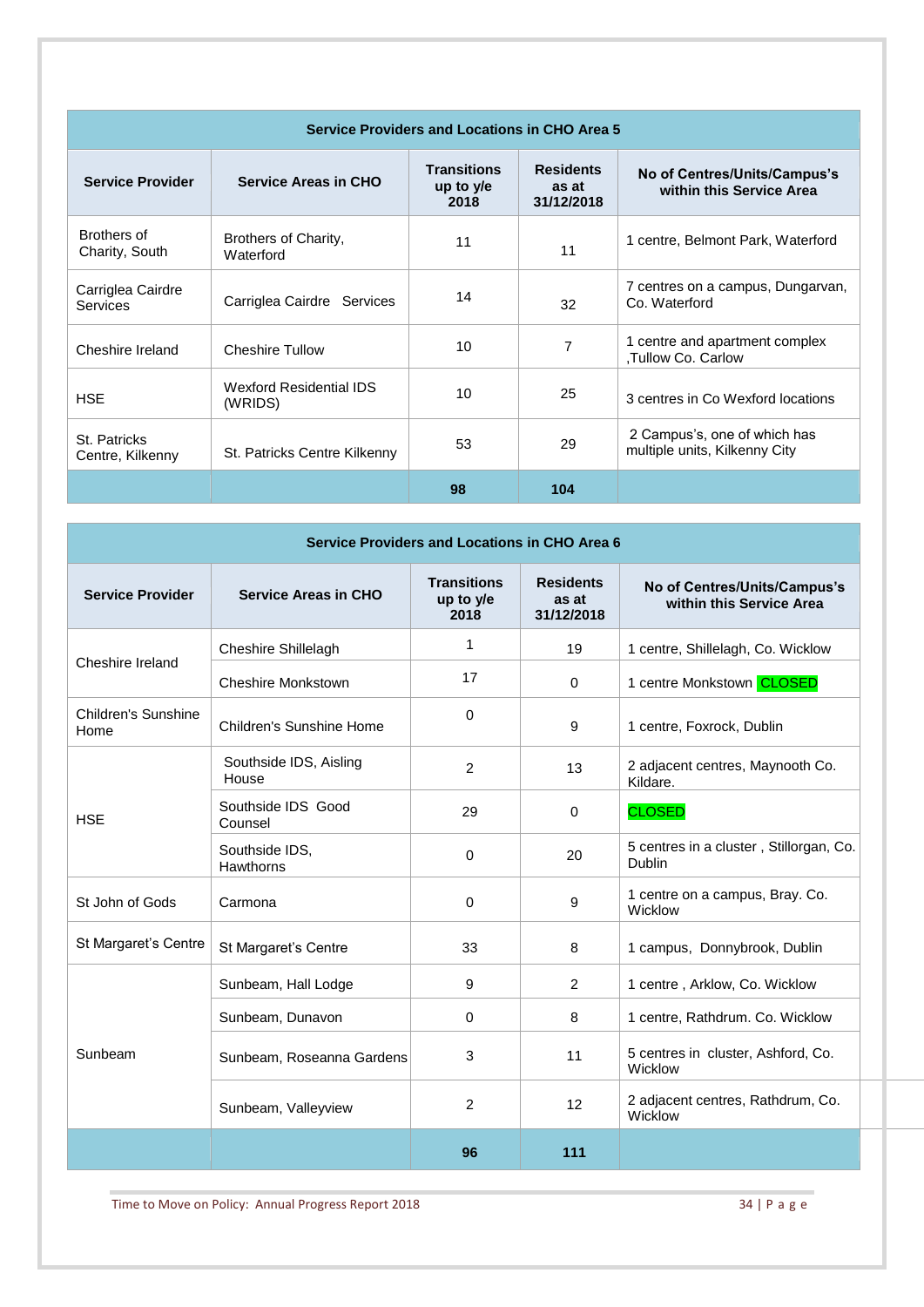| Service Providers and Locations in CHO Area 5 | | | | |
|---|---|---|---|---|
| **Service Provider** | **Service Areas in CHO** | **Transitions up to y/e 2018** | **Residents as at 31/12/2018** | **No of Centres/Units/Campus's within this Service Area** |
| Brothers of Charity, South | Brothers of Charity, Waterford | 11 | 11 | 1 centre, Belmont Park, Waterford |
| Carriglea Cairdre Services | Carriglea Cairdre Services | 14 | 32 | 7 centres on a campus, Dungarvan, Co. Waterford |
| Cheshire Ireland | Cheshire Tullow | 10 | 7 | 1 centre and apartment complex ,Tullow Co. Carlow |
| HSE | Wexford Residential IDS (WRIDS) | 10 | 25 | 3 centres in Co Wexford locations |
| St. Patricks Centre, Kilkenny | St. Patricks Centre Kilkenny | 53 | 29 | 2 Campus's, one of which has multiple units, Kilkenny City |
| | | **98** | **104** | |

| Service Providers and Locations in CHO Area 6 | | | | |
|---|---|---|---|---|
| **Service Provider** | **Service Areas in CHO** | **Transitions up to y/e 2018** | **Residents as at 31/12/2018** | **No of Centres/Units/Campus's within this Service Area** |
| Cheshire Ireland | Cheshire Shillelagh | 1 | 19 | 1 centre, Shillelagh, Co. Wicklow |
| | Cheshire Monkstown | 17 | 0 | 1 centre Monkstown CLOSED |
| Children's Sunshine Home | Children's Sunshine Home | 0 | 9 | 1 centre, Foxrock, Dublin |
| HSE | Southside IDS, Aisling House | 2 | 13 | 2 adjacent centres, Maynooth Co. Kildare. |
| | Southside IDS Good Counsel | 29 | 0 | CLOSED |
| | Southside IDS, Hawthorns | 0 | 20 | 5 centres in a cluster , Stillorgan, Co. Dublin |
| St John of Gods | Carmona | 0 | 9 | 1 centre on a campus, Bray. Co. Wicklow |
| St Margaret's Centre | St Margaret's Centre | 33 | 8 | 1 campus, Donnybrook, Dublin |
| Sunbeam | Sunbeam, Hall Lodge | 9 | 2 | 1 centre , Arklow, Co. Wicklow |
| | Sunbeam, Dunavon | 0 | 8 | 1 centre, Rathdrum. Co. Wicklow |
| | Sunbeam, Roseanna Gardens | 3 | 11 | 5 centres in cluster, Ashford, Co. Wicklow |
| | Sunbeam, Valleyview | 2 | 12 | 2 adjacent centres, Rathdrum, Co. Wicklow |
| | | **96** | **111** | |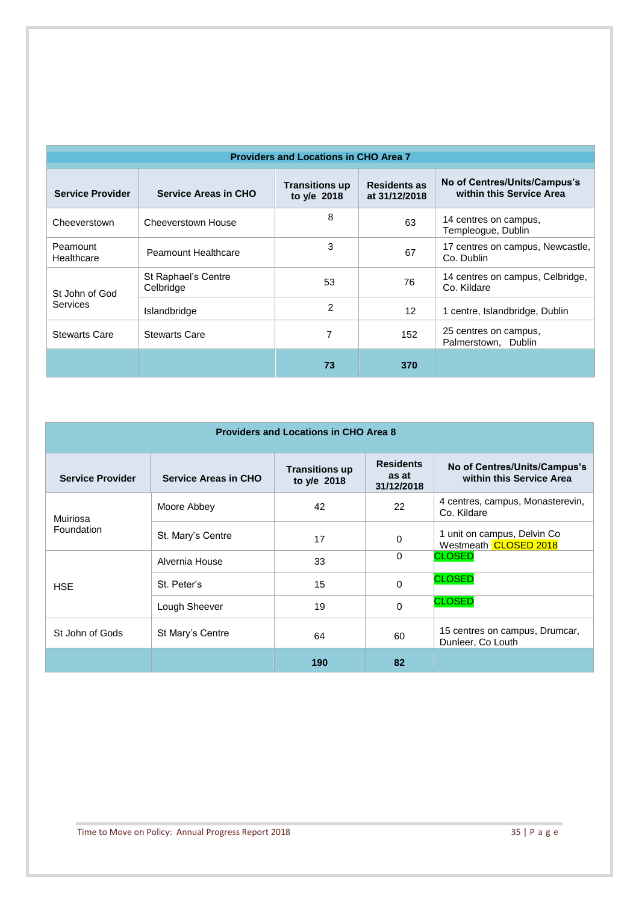| Providers and Locations in CHO Area 7 | | | | |
|---|---|---|---|---|
| **Service Provider** | **Service Areas in CHO** | **Transitions up to y/e 2018** | **Residents as at 31/12/2018** | **No of Centres/Units/Campus's within this Service Area** |
| Cheeverstown | Cheeverstown House | 8 | 63 | 14 centres on campus, Templeogue, Dublin |
| Peamount Healthcare | Peamount Healthcare | 3 | 67 | 17 centres on campus, Newcastle, Co. Dublin |
| St John of God Services | St Raphael's Centre Celbridge | 53 | 76 | 14 centres on campus, Celbridge, Co. Kildare |
| | Islandbridge | 2 | 12 | 1 centre, Islandbridge, Dublin |
| Stewarts Care | Stewarts Care | 7 | 152 | 25 centres on campus, Palmerstown, Dublin |
| | | **73** | **370** | |

| Providers and Locations in CHO Area 8 | | | | |
|---|---|---|---|---|
| **Service Provider** | **Service Areas in CHO** | **Transitions up to y/e 2018** | **Residents as at 31/12/2018** | **No of Centres/Units/Campus's within this Service Area** |
| Muiriosa Foundation | Moore Abbey | 42 | 22 | 4 centres, campus, Monasterevin, Co. Kildare |
| | St. Mary's Centre | 17 | 0 | 1 unit on campus, Delvin Co Westmeath CLOSED 2018 |
| HSE | Alvernia House | 33 | 0 | CLOSED |
| | St. Peter's | 15 | 0 | CLOSED |
| | Lough Sheever | 19 | 0 | CLOSED |
| St John of Gods | St Mary's Centre | 64 | 60 | 15 centres on campus, Drumcar, Dunleer, Co Louth |
| | | **190** | **82** | |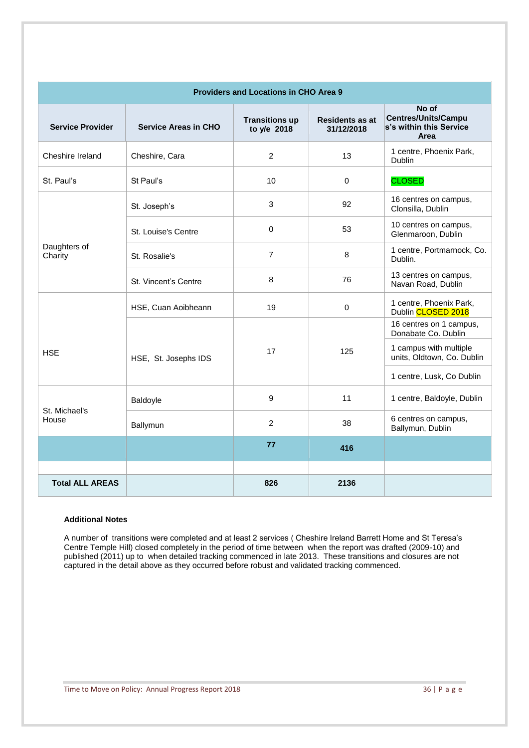| Providers and Locations in CHO Area 9 | | | | |
|---|---|---|---|---|
| **Service Provider** | **Service Areas in CHO** | **Transitions up to y/e 2018** | **Residents as at 31/12/2018** | **No of Centres/Units/Campus's within this Service Area** |
| Cheshire Ireland | Cheshire, Cara | 2 | 13 | 1 centre, Phoenix Park, Dublin |
| St. Paul's | St Paul's | 10 | 0 | CLOSED |
| Daughters of Charity | St. Joseph's | 3 | 92 | 16 centres on campus, Clonsilla, Dublin |
| | St. Louise's Centre | 0 | 53 | 10 centres on campus, Glenmaroon, Dublin |
| | St. Rosalie's | 7 | 8 | 1 centre, Portmarnock, Co. Dublin. |
| | St. Vincent's Centre | 8 | 76 | 13 centres on campus, Navan Road, Dublin |
| HSE | HSE, Cuan Aoibheann | 19 | 0 | 1 centre, Phoenix Park, Dublin CLOSED 2018 |
| | HSE, St. Josephs IDS | 17 | 125 | 16 centres on 1 campus, Donabate Co. Dublin |
| | | | | 1 campus with multiple units, Oldtown, Co. Dublin |
| | | | | 1 centre, Lusk, Co Dublin |
| St. Michael's House | Baldoyle | 9 | 11 | 1 centre, Baldoyle, Dublin |
| | Ballymun | 2 | 38 | 6 centres on campus, Ballymun, Dublin |
| | | **77** | **416** | |
| | | | | |
| **Total ALL AREAS** | | **826** | **2136** | |

**Additional Notes**

A number of transitions were completed and at least 2 services ( Cheshire Ireland Barrett Home and St Teresa's Centre Temple Hill) closed completely in the period of time between when the report was drafted (2009-10) and published (2011) up to when detailed tracking commenced in late 2013. These transitions and closures are not captured in the detail above as they occurred before robust and validated tracking commenced.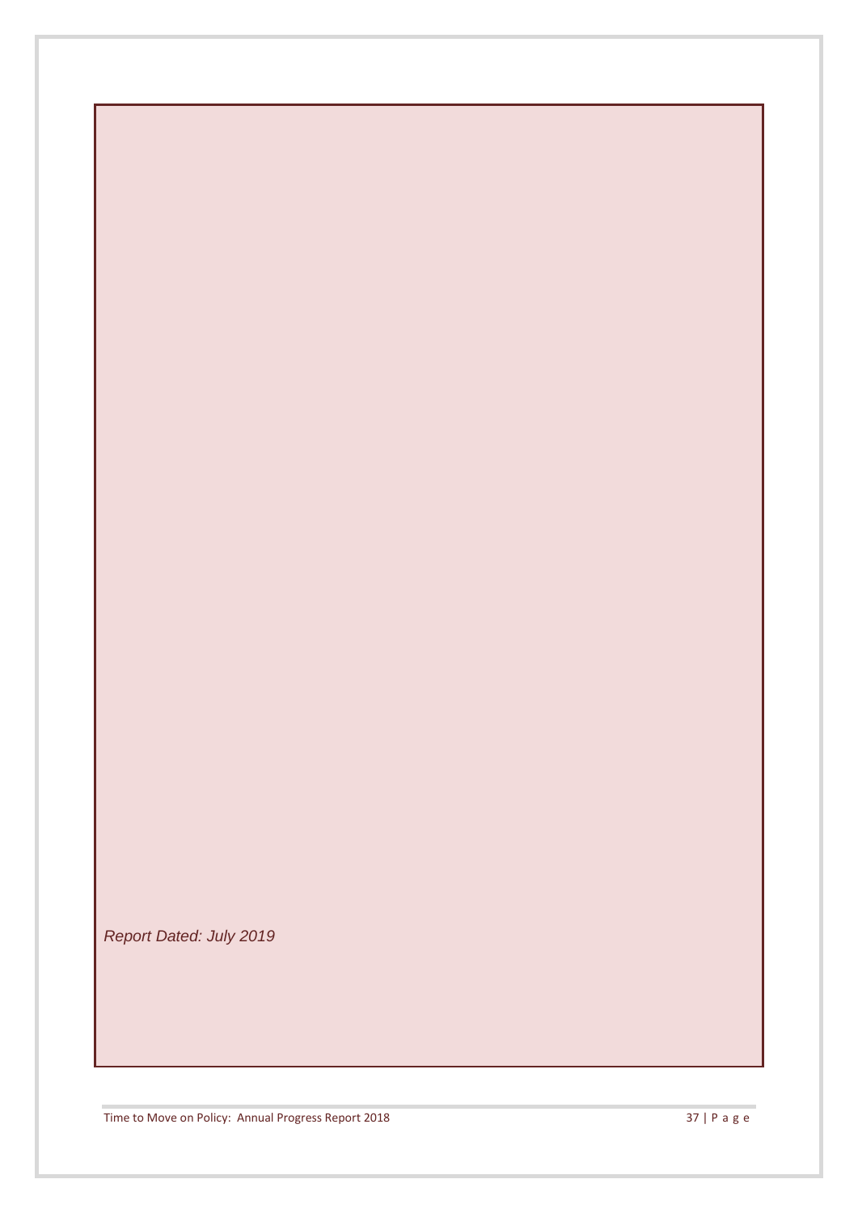*Report Dated: July 2019*